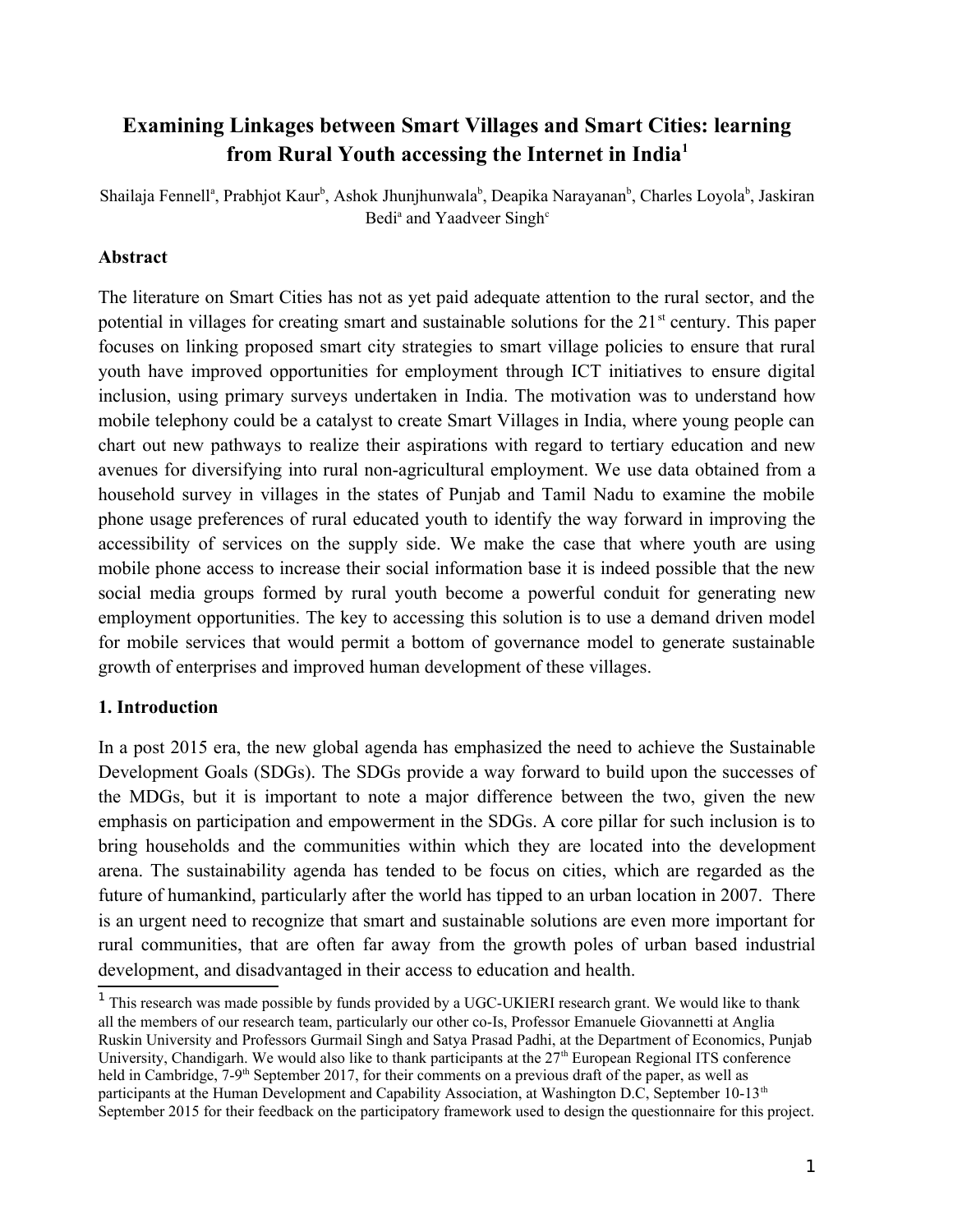# Examining Linkages between Smart Villages and Smart Cities: learning from Rural Youth accessing the Internet in India[1]

Shailaja Fennell[a], Prabhjot Kaur[b], Ashok Jhunjhunwala[b], Deapika Narayanan[b], Charles Loyola[b], Jaskiran Bedi[a] and Yaadveer Singh[c]

## Abstract

The literature on Smart Cities has not as yet paid adequate attention to the rural sector, and the potential in villages for creating smart and sustainable solutions for the 21st century. This paper focuses on linking proposed smart city strategies to smart village policies to ensure that rural youth have improved opportunities for employment through ICT initiatives to ensure digital inclusion, using primary surveys undertaken in India. The motivation was to understand how mobile telephony could be a catalyst to create Smart Villages in India, where young people can chart out new pathways to realize their aspirations with regard to tertiary education and new avenues for diversifying into rural non-agricultural employment. We use data obtained from a household survey in villages in the states of Punjab and Tamil Nadu to examine the mobile phone usage preferences of rural educated youth to identify the way forward in improving the accessibility of services on the supply side. We make the case that where youth are using mobile phone access to increase their social information base it is indeed possible that the new social media groups formed by rural youth become a powerful conduit for generating new employment opportunities. The key to accessing this solution is to use a demand driven model for mobile services that would permit a bottom of governance model to generate sustainable growth of enterprises and improved human development of these villages.

## 1. Introduction

In a post 2015 era, the new global agenda has emphasized the need to achieve the Sustainable Development Goals (SDGs). The SDGs provide a way forward to build upon the successes of the MDGs, but it is important to note a major difference between the two, given the new emphasis on participation and empowerment in the SDGs. A core pillar for such inclusion is to bring households and the communities within which they are located into the development arena. The sustainability agenda has tended to be focus on cities, which are regarded as the future of humankind, particularly after the world has tipped to an urban location in 2007. There is an urgent need to recognize that smart and sustainable solutions are even more important for rural communities, that are often far away from the growth poles of urban based industrial development, and disadvantaged in their access to education and health.

[1] This research was made possible by funds provided by a UGC-UKIERI research grant. We would like to thank all the members of our research team, particularly our other co-Is, Professor Emanuele Giovannetti at Anglia Ruskin University and Professors Gurmail Singh and Satya Prasad Padhi, at the Department of Economics, Punjab University, Chandigarh. We would also like to thank participants at the 27th European Regional ITS conference held in Cambridge, 7-9th September 2017, for their comments on a previous draft of the paper, as well as participants at the Human Development and Capability Association, at Washington D.C, September 10-13th September 2015 for their feedback on the participatory framework used to design the questionnaire for this project.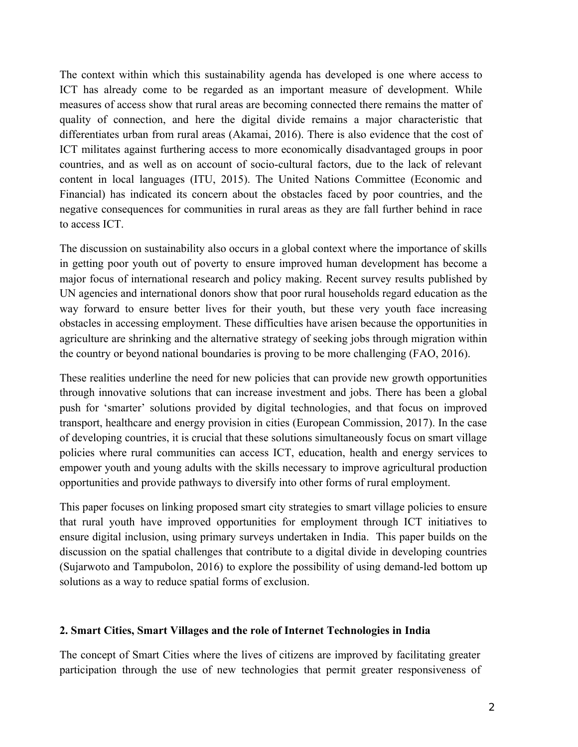The context within which this sustainability agenda has developed is one where access to ICT has already come to be regarded as an important measure of development. While measures of access show that rural areas are becoming connected there remains the matter of quality of connection, and here the digital divide remains a major characteristic that differentiates urban from rural areas (Akamai, 2016). There is also evidence that the cost of ICT militates against furthering access to more economically disadvantaged groups in poor countries, and as well as on account of socio-cultural factors, due to the lack of relevant content in local languages (ITU, 2015). The United Nations Committee (Economic and Financial) has indicated its concern about the obstacles faced by poor countries, and the negative consequences for communities in rural areas as they are fall further behind in race to access ICT.

The discussion on sustainability also occurs in a global context where the importance of skills in getting poor youth out of poverty to ensure improved human development has become a major focus of international research and policy making. Recent survey results published by UN agencies and international donors show that poor rural households regard education as the way forward to ensure better lives for their youth, but these very youth face increasing obstacles in accessing employment. These difficulties have arisen because the opportunities in agriculture are shrinking and the alternative strategy of seeking jobs through migration within the country or beyond national boundaries is proving to be more challenging (FAO, 2016).

These realities underline the need for new policies that can provide new growth opportunities through innovative solutions that can increase investment and jobs. There has been a global push for 'smarter' solutions provided by digital technologies, and that focus on improved transport, healthcare and energy provision in cities (European Commission, 2017). In the case of developing countries, it is crucial that these solutions simultaneously focus on smart village policies where rural communities can access ICT, education, health and energy services to empower youth and young adults with the skills necessary to improve agricultural production opportunities and provide pathways to diversify into other forms of rural employment.

This paper focuses on linking proposed smart city strategies to smart village policies to ensure that rural youth have improved opportunities for employment through ICT initiatives to ensure digital inclusion, using primary surveys undertaken in India. This paper builds on the discussion on the spatial challenges that contribute to a digital divide in developing countries (Sujarwoto and Tampubolon, 2016) to explore the possibility of using demand-led bottom up solutions as a way to reduce spatial forms of exclusion.

## 2. Smart Cities, Smart Villages and the role of Internet Technologies in India

The concept of Smart Cities where the lives of citizens are improved by facilitating greater participation through the use of new technologies that permit greater responsiveness of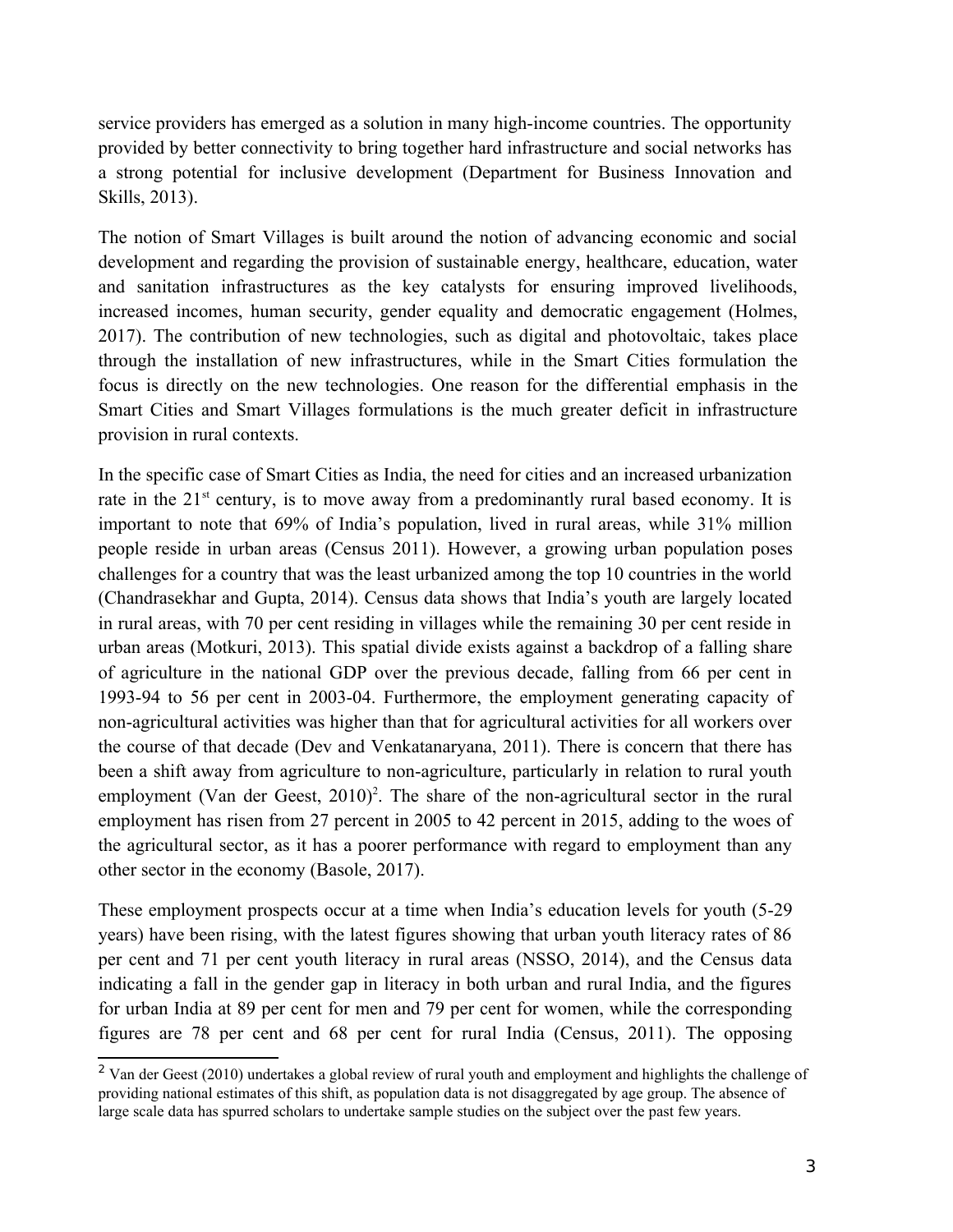service providers has emerged as a solution in many high-income countries. The opportunity provided by better connectivity to bring together hard infrastructure and social networks has a strong potential for inclusive development (Department for Business Innovation and Skills, 2013).

The notion of Smart Villages is built around the notion of advancing economic and social development and regarding the provision of sustainable energy, healthcare, education, water and sanitation infrastructures as the key catalysts for ensuring improved livelihoods, increased incomes, human security, gender equality and democratic engagement (Holmes, 2017). The contribution of new technologies, such as digital and photovoltaic, takes place through the installation of new infrastructures, while in the Smart Cities formulation the focus is directly on the new technologies. One reason for the differential emphasis in the Smart Cities and Smart Villages formulations is the much greater deficit in infrastructure provision in rural contexts.

In the specific case of Smart Cities as India, the need for cities and an increased urbanization rate in the 21st century, is to move away from a predominantly rural based economy. It is important to note that 69% of India's population, lived in rural areas, while 31% million people reside in urban areas (Census 2011). However, a growing urban population poses challenges for a country that was the least urbanized among the top 10 countries in the world (Chandrasekhar and Gupta, 2014). Census data shows that India's youth are largely located in rural areas, with 70 per cent residing in villages while the remaining 30 per cent reside in urban areas (Motkuri, 2013). This spatial divide exists against a backdrop of a falling share of agriculture in the national GDP over the previous decade, falling from 66 per cent in 1993-94 to 56 per cent in 2003-04. Furthermore, the employment generating capacity of non-agricultural activities was higher than that for agricultural activities for all workers over the course of that decade (Dev and Venkatanaryana, 2011). There is concern that there has been a shift away from agriculture to non-agriculture, particularly in relation to rural youth employment (Van der Geest, 2010)[2]. The share of the non-agricultural sector in the rural employment has risen from 27 percent in 2005 to 42 percent in 2015, adding to the woes of the agricultural sector, as it has a poorer performance with regard to employment than any other sector in the economy (Basole, 2017).

These employment prospects occur at a time when India's education levels for youth (5-29 years) have been rising, with the latest figures showing that urban youth literacy rates of 86 per cent and 71 per cent youth literacy in rural areas (NSSO, 2014), and the Census data indicating a fall in the gender gap in literacy in both urban and rural India, and the figures for urban India at 89 per cent for men and 79 per cent for women, while the corresponding figures are 78 per cent and 68 per cent for rural India (Census, 2011). The opposing

[2] Van der Geest (2010) undertakes a global review of rural youth and employment and highlights the challenge of providing national estimates of this shift, as population data is not disaggregated by age group. The absence of large scale data has spurred scholars to undertake sample studies on the subject over the past few years.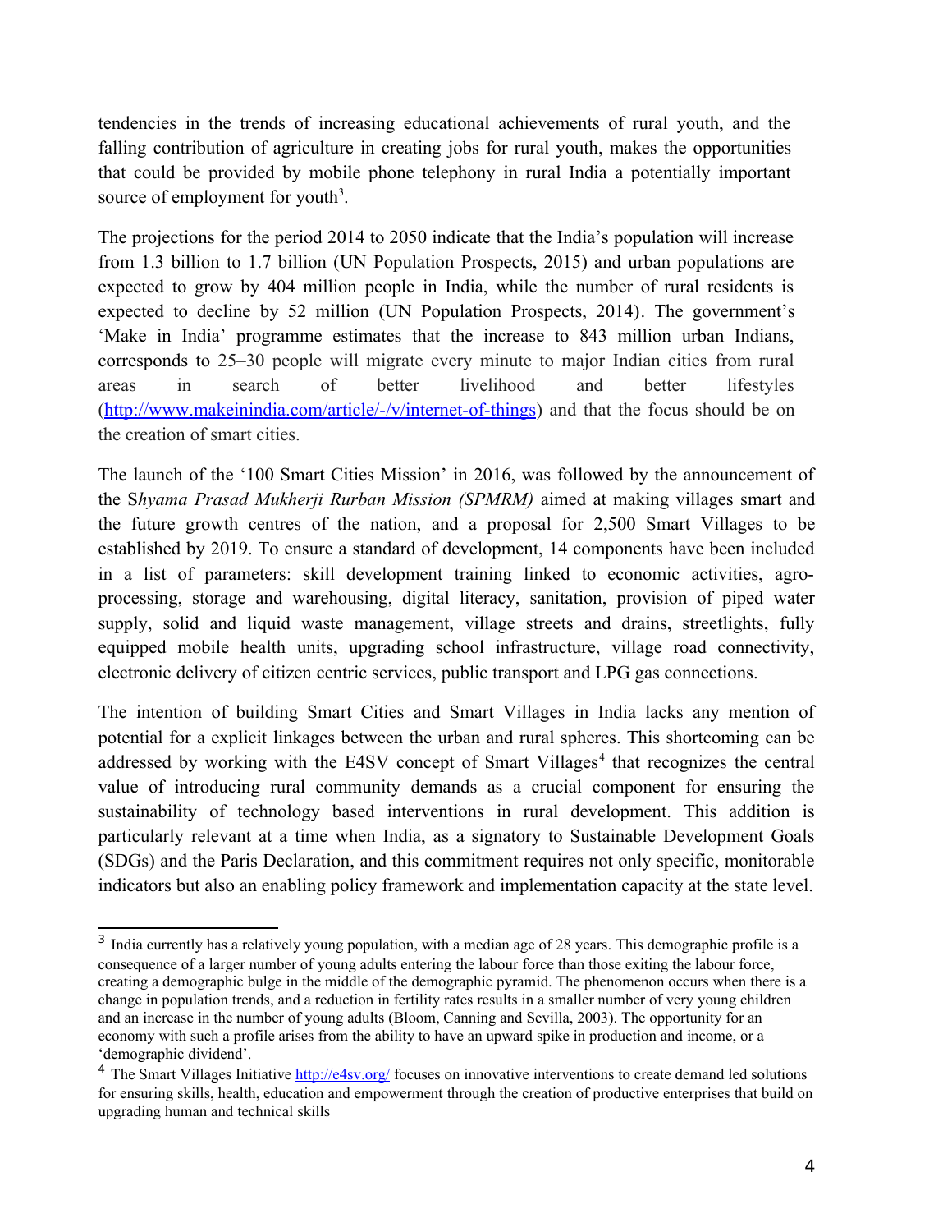tendencies in the trends of increasing educational achievements of rural youth, and the falling contribution of agriculture in creating jobs for rural youth, makes the opportunities that could be provided by mobile phone telephony in rural India a potentially important source of employment for youth[3].

The projections for the period 2014 to 2050 indicate that the India's population will increase from 1.3 billion to 1.7 billion (UN Population Prospects, 2015) and urban populations are expected to grow by 404 million people in India, while the number of rural residents is expected to decline by 52 million (UN Population Prospects, 2014). The government's 'Make in India' programme estimates that the increase to 843 million urban Indians, corresponds to 25–30 people will migrate every minute to major Indian cities from rural areas in search of better livelihood and better lifestyles (http://www.makeinindia.com/article/-/v/internet-of-things) and that the focus should be on the creation of smart cities.

The launch of the '100 Smart Cities Mission' in 2016, was followed by the announcement of the S*hyama Prasad Mukherji Rurban Mission (SPMRM)* aimed at making villages smart and the future growth centres of the nation, and a proposal for 2,500 Smart Villages to be established by 2019. To ensure a standard of development, 14 components have been included in a list of parameters: skill development training linked to economic activities, agro-processing, storage and warehousing, digital literacy, sanitation, provision of piped water supply, solid and liquid waste management, village streets and drains, streetlights, fully equipped mobile health units, upgrading school infrastructure, village road connectivity, electronic delivery of citizen centric services, public transport and LPG gas connections.

The intention of building Smart Cities and Smart Villages in India lacks any mention of potential for a explicit linkages between the urban and rural spheres. This shortcoming can be addressed by working with the E4SV concept of Smart Villages[4] that recognizes the central value of introducing rural community demands as a crucial component for ensuring the sustainability of technology based interventions in rural development. This addition is particularly relevant at a time when India, as a signatory to Sustainable Development Goals (SDGs) and the Paris Declaration, and this commitment requires not only specific, monitorable indicators but also an enabling policy framework and implementation capacity at the state level.

---

[3] India currently has a relatively young population, with a median age of 28 years. This demographic profile is a consequence of a larger number of young adults entering the labour force than those exiting the labour force, creating a demographic bulge in the middle of the demographic pyramid. The phenomenon occurs when there is a change in population trends, and a reduction in fertility rates results in a smaller number of very young children and an increase in the number of young adults (Bloom, Canning and Sevilla, 2003). The opportunity for an economy with such a profile arises from the ability to have an upward spike in production and income, or a 'demographic dividend'.

[4] The Smart Villages Initiative http://e4sv.org/ focuses on innovative interventions to create demand led solutions for ensuring skills, health, education and empowerment through the creation of productive enterprises that build on upgrading human and technical skills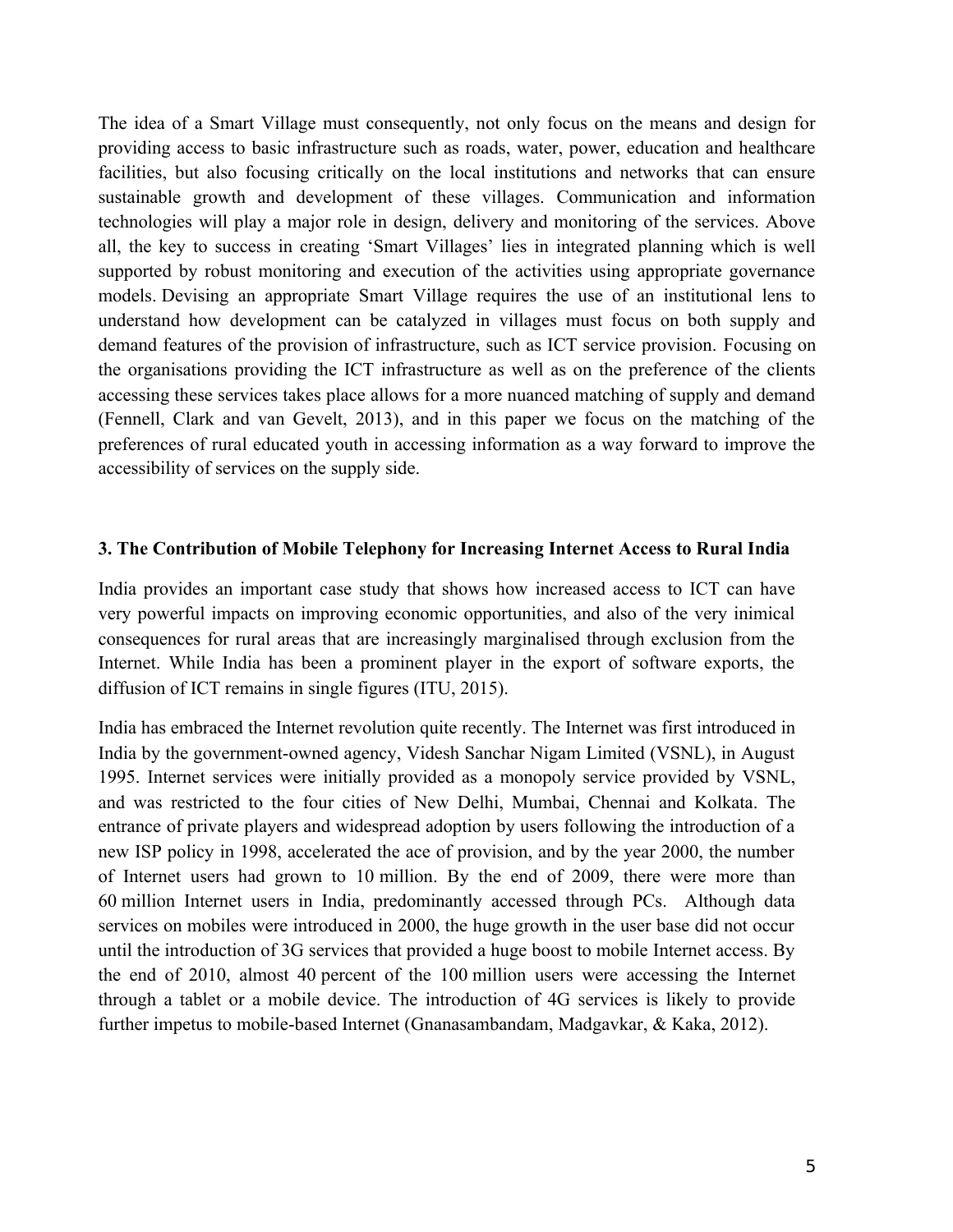The idea of a Smart Village must consequently, not only focus on the means and design for providing access to basic infrastructure such as roads, water, power, education and healthcare facilities, but also focusing critically on the local institutions and networks that can ensure sustainable growth and development of these villages. Communication and information technologies will play a major role in design, delivery and monitoring of the services. Above all, the key to success in creating 'Smart Villages' lies in integrated planning which is well supported by robust monitoring and execution of the activities using appropriate governance models. Devising an appropriate Smart Village requires the use of an institutional lens to understand how development can be catalyzed in villages must focus on both supply and demand features of the provision of infrastructure, such as ICT service provision. Focusing on the organisations providing the ICT infrastructure as well as on the preference of the clients accessing these services takes place allows for a more nuanced matching of supply and demand (Fennell, Clark and van Gevelt, 2013), and in this paper we focus on the matching of the preferences of rural educated youth in accessing information as a way forward to improve the accessibility of services on the supply side.

### 3. The Contribution of Mobile Telephony for Increasing Internet Access to Rural India

India provides an important case study that shows how increased access to ICT can have very powerful impacts on improving economic opportunities, and also of the very inimical consequences for rural areas that are increasingly marginalised through exclusion from the Internet. While India has been a prominent player in the export of software exports, the diffusion of ICT remains in single figures (ITU, 2015).

India has embraced the Internet revolution quite recently. The Internet was first introduced in India by the government-owned agency, Videsh Sanchar Nigam Limited (VSNL), in August 1995. Internet services were initially provided as a monopoly service provided by VSNL, and was restricted to the four cities of New Delhi, Mumbai, Chennai and Kolkata. The entrance of private players and widespread adoption by users following the introduction of a new ISP policy in 1998, accelerated the ace of provision, and by the year 2000, the number of Internet users had grown to 10 million. By the end of 2009, there were more than 60 million Internet users in India, predominantly accessed through PCs. Although data services on mobiles were introduced in 2000, the huge growth in the user base did not occur until the introduction of 3G services that provided a huge boost to mobile Internet access. By the end of 2010, almost 40 percent of the 100 million users were accessing the Internet through a tablet or a mobile device. The introduction of 4G services is likely to provide further impetus to mobile-based Internet (Gnanasambandam, Madgavkar, & Kaka, 2012).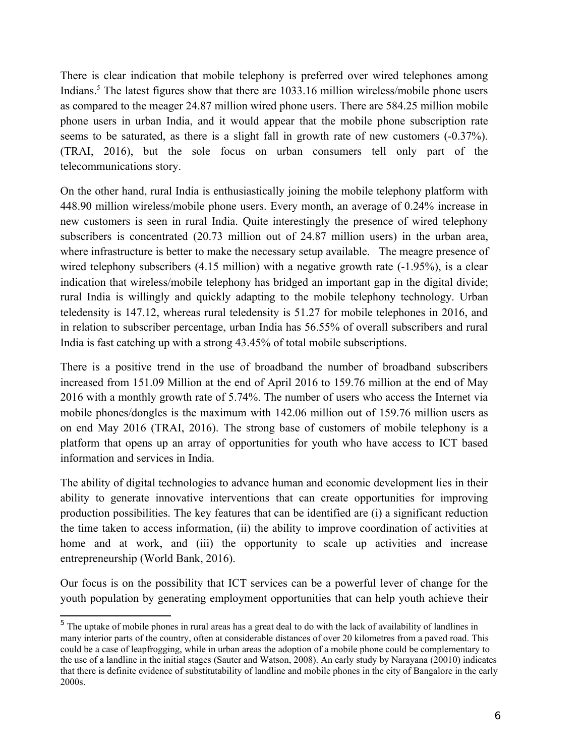There is clear indication that mobile telephony is preferred over wired telephones among Indians.[5] The latest figures show that there are 1033.16 million wireless/mobile phone users as compared to the meager 24.87 million wired phone users. There are 584.25 million mobile phone users in urban India, and it would appear that the mobile phone subscription rate seems to be saturated, as there is a slight fall in growth rate of new customers (-0.37%). (TRAI, 2016), but the sole focus on urban consumers tell only part of the telecommunications story.

On the other hand, rural India is enthusiastically joining the mobile telephony platform with 448.90 million wireless/mobile phone users. Every month, an average of 0.24% increase in new customers is seen in rural India. Quite interestingly the presence of wired telephony subscribers is concentrated (20.73 million out of 24.87 million users) in the urban area, where infrastructure is better to make the necessary setup available. The meagre presence of wired telephony subscribers (4.15 million) with a negative growth rate (-1.95%), is a clear indication that wireless/mobile telephony has bridged an important gap in the digital divide; rural India is willingly and quickly adapting to the mobile telephony technology. Urban teledensity is 147.12, whereas rural teledensity is 51.27 for mobile telephones in 2016, and in relation to subscriber percentage, urban India has 56.55% of overall subscribers and rural India is fast catching up with a strong 43.45% of total mobile subscriptions.

There is a positive trend in the use of broadband the number of broadband subscribers increased from 151.09 Million at the end of April 2016 to 159.76 million at the end of May 2016 with a monthly growth rate of 5.74%. The number of users who access the Internet via mobile phones/dongles is the maximum with 142.06 million out of 159.76 million users as on end May 2016 (TRAI, 2016). The strong base of customers of mobile telephony is a platform that opens up an array of opportunities for youth who have access to ICT based information and services in India.

The ability of digital technologies to advance human and economic development lies in their ability to generate innovative interventions that can create opportunities for improving production possibilities. The key features that can be identified are (i) a significant reduction the time taken to access information, (ii) the ability to improve coordination of activities at home and at work, and (iii) the opportunity to scale up activities and increase entrepreneurship (World Bank, 2016).

Our focus is on the possibility that ICT services can be a powerful lever of change for the youth population by generating employment opportunities that can help youth achieve their

---

[5] The uptake of mobile phones in rural areas has a great deal to do with the lack of availability of landlines in many interior parts of the country, often at considerable distances of over 20 kilometres from a paved road. This could be a case of leapfrogging, while in urban areas the adoption of a mobile phone could be complementary to the use of a landline in the initial stages (Sauter and Watson, 2008). An early study by Narayana (20010) indicates that there is definite evidence of substitutability of landline and mobile phones in the city of Bangalore in the early 2000s.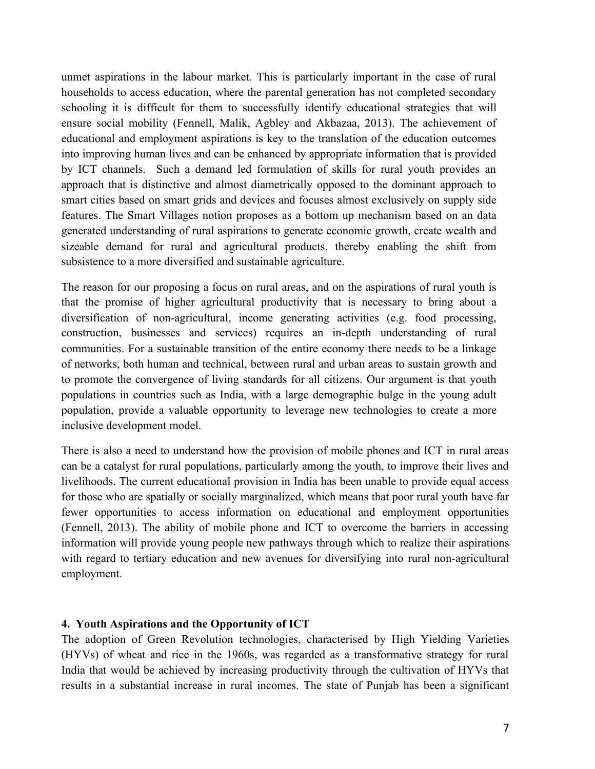unmet aspirations in the labour market. This is particularly important in the case of rural households to access education, where the parental generation has not completed secondary schooling it is difficult for them to successfully identify educational strategies that will ensure social mobility (Fennell, Malik, Agbley and Akbazaa, 2013). The achievement of educational and employment aspirations is key to the translation of the education outcomes into improving human lives and can be enhanced by appropriate information that is provided by ICT channels. Such a demand led formulation of skills for rural youth provides an approach that is distinctive and almost diametrically opposed to the dominant approach to smart cities based on smart grids and devices and focuses almost exclusively on supply side features. The Smart Villages notion proposes as a bottom up mechanism based on an data generated understanding of rural aspirations to generate economic growth, create wealth and sizeable demand for rural and agricultural products, thereby enabling the shift from subsistence to a more diversified and sustainable agriculture.

The reason for our proposing a focus on rural areas, and on the aspirations of rural youth is that the promise of higher agricultural productivity that is necessary to bring about a diversification of non-agricultural, income generating activities (e.g. food processing, construction, businesses and services) requires an in-depth understanding of rural communities. For a sustainable transition of the entire economy there needs to be a linkage of networks, both human and technical, between rural and urban areas to sustain growth and to promote the convergence of living standards for all citizens. Our argument is that youth populations in countries such as India, with a large demographic bulge in the young adult population, provide a valuable opportunity to leverage new technologies to create a more inclusive development model.

There is also a need to understand how the provision of mobile phones and ICT in rural areas can be a catalyst for rural populations, particularly among the youth, to improve their lives and livelihoods. The current educational provision in India has been unable to provide equal access for those who are spatially or socially marginalized, which means that poor rural youth have far fewer opportunities to access information on educational and employment opportunities (Fennell, 2013). The ability of mobile phone and ICT to overcome the barriers in accessing information will provide young people new pathways through which to realize their aspirations with regard to tertiary education and new avenues for diversifying into rural non-agricultural employment.

### 4. Youth Aspirations and the Opportunity of ICT

The adoption of Green Revolution technologies, characterised by High Yielding Varieties (HYVs) of wheat and rice in the 1960s, was regarded as a transformative strategy for rural India that would be achieved by increasing productivity through the cultivation of HYVs that results in a substantial increase in rural incomes. The state of Punjab has been a significant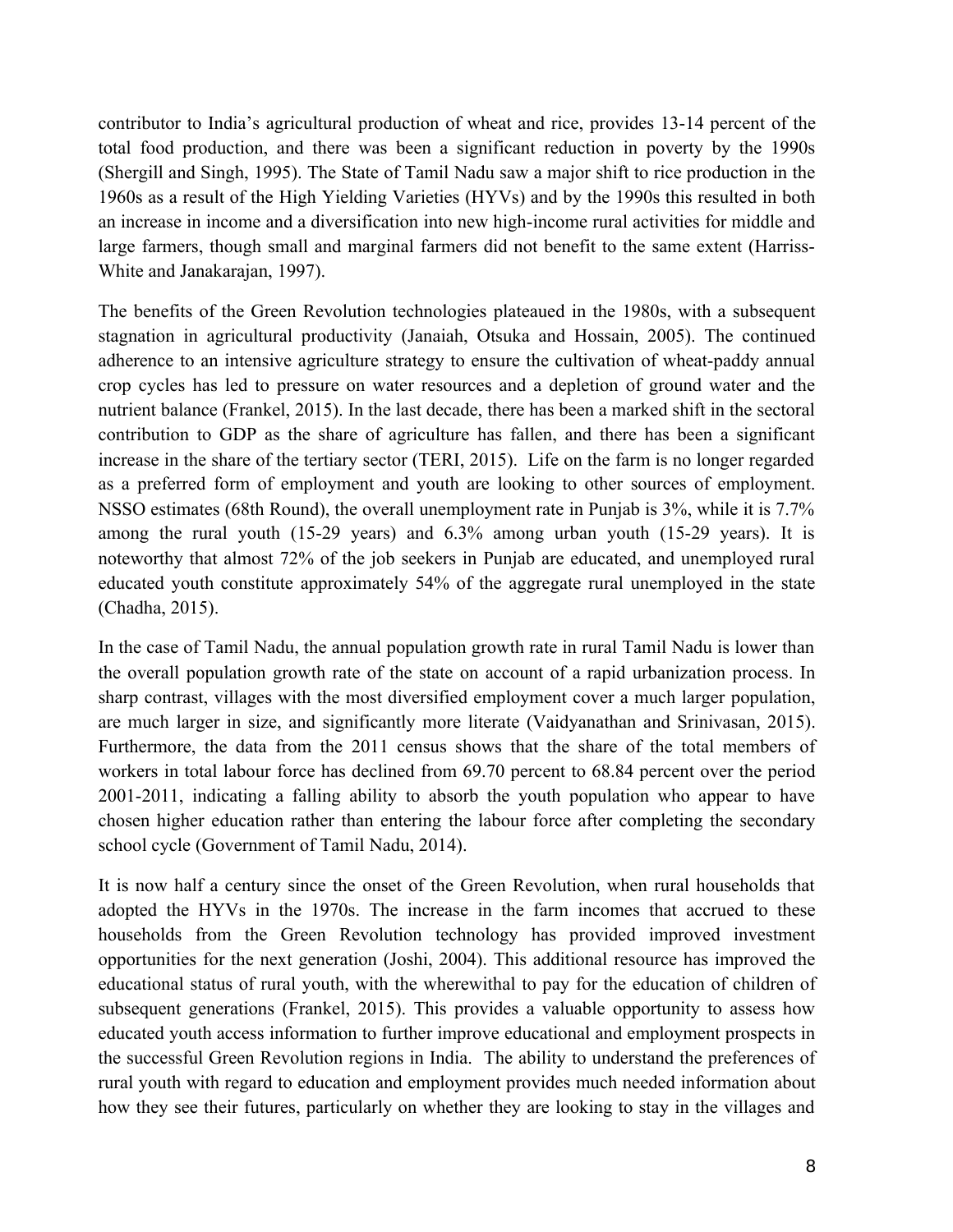contributor to India's agricultural production of wheat and rice, provides 13-14 percent of the total food production, and there was been a significant reduction in poverty by the 1990s (Shergill and Singh, 1995). The State of Tamil Nadu saw a major shift to rice production in the 1960s as a result of the High Yielding Varieties (HYVs) and by the 1990s this resulted in both an increase in income and a diversification into new high-income rural activities for middle and large farmers, though small and marginal farmers did not benefit to the same extent (Harriss-White and Janakarajan, 1997).

The benefits of the Green Revolution technologies plateaued in the 1980s, with a subsequent stagnation in agricultural productivity (Janaiah, Otsuka and Hossain, 2005). The continued adherence to an intensive agriculture strategy to ensure the cultivation of wheat-paddy annual crop cycles has led to pressure on water resources and a depletion of ground water and the nutrient balance (Frankel, 2015). In the last decade, there has been a marked shift in the sectoral contribution to GDP as the share of agriculture has fallen, and there has been a significant increase in the share of the tertiary sector (TERI, 2015). Life on the farm is no longer regarded as a preferred form of employment and youth are looking to other sources of employment. NSSO estimates (68th Round), the overall unemployment rate in Punjab is 3%, while it is 7.7% among the rural youth (15-29 years) and 6.3% among urban youth (15-29 years). It is noteworthy that almost 72% of the job seekers in Punjab are educated, and unemployed rural educated youth constitute approximately 54% of the aggregate rural unemployed in the state (Chadha, 2015).

In the case of Tamil Nadu, the annual population growth rate in rural Tamil Nadu is lower than the overall population growth rate of the state on account of a rapid urbanization process. In sharp contrast, villages with the most diversified employment cover a much larger population, are much larger in size, and significantly more literate (Vaidyanathan and Srinivasan, 2015). Furthermore, the data from the 2011 census shows that the share of the total members of workers in total labour force has declined from 69.70 percent to 68.84 percent over the period 2001-2011, indicating a falling ability to absorb the youth population who appear to have chosen higher education rather than entering the labour force after completing the secondary school cycle (Government of Tamil Nadu, 2014).

It is now half a century since the onset of the Green Revolution, when rural households that adopted the HYVs in the 1970s. The increase in the farm incomes that accrued to these households from the Green Revolution technology has provided improved investment opportunities for the next generation (Joshi, 2004). This additional resource has improved the educational status of rural youth, with the wherewithal to pay for the education of children of subsequent generations (Frankel, 2015). This provides a valuable opportunity to assess how educated youth access information to further improve educational and employment prospects in the successful Green Revolution regions in India. The ability to understand the preferences of rural youth with regard to education and employment provides much needed information about how they see their futures, particularly on whether they are looking to stay in the villages and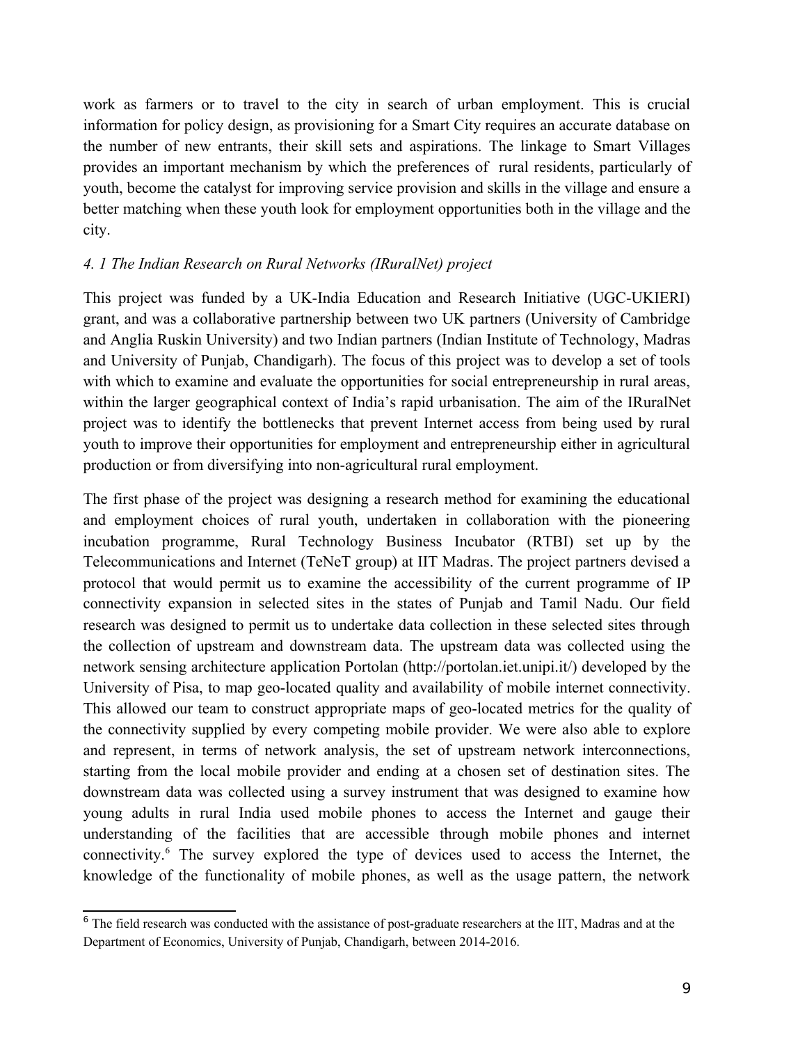work as farmers or to travel to the city in search of urban employment. This is crucial information for policy design, as provisioning for a Smart City requires an accurate database on the number of new entrants, their skill sets and aspirations. The linkage to Smart Villages provides an important mechanism by which the preferences of rural residents, particularly of youth, become the catalyst for improving service provision and skills in the village and ensure a better matching when these youth look for employment opportunities both in the village and the city.

### *4. 1 The Indian Research on Rural Networks (IRuralNet) project*

This project was funded by a UK-India Education and Research Initiative (UGC-UKIERI) grant, and was a collaborative partnership between two UK partners (University of Cambridge and Anglia Ruskin University) and two Indian partners (Indian Institute of Technology, Madras and University of Punjab, Chandigarh). The focus of this project was to develop a set of tools with which to examine and evaluate the opportunities for social entrepreneurship in rural areas, within the larger geographical context of India's rapid urbanisation. The aim of the IRuralNet project was to identify the bottlenecks that prevent Internet access from being used by rural youth to improve their opportunities for employment and entrepreneurship either in agricultural production or from diversifying into non-agricultural rural employment.

The first phase of the project was designing a research method for examining the educational and employment choices of rural youth, undertaken in collaboration with the pioneering incubation programme, Rural Technology Business Incubator (RTBI) set up by the Telecommunications and Internet (TeNeT group) at IIT Madras. The project partners devised a protocol that would permit us to examine the accessibility of the current programme of IP connectivity expansion in selected sites in the states of Punjab and Tamil Nadu. Our field research was designed to permit us to undertake data collection in these selected sites through the collection of upstream and downstream data. The upstream data was collected using the network sensing architecture application Portolan (http://portolan.iet.unipi.it/) developed by the University of Pisa, to map geo-located quality and availability of mobile internet connectivity. This allowed our team to construct appropriate maps of geo-located metrics for the quality of the connectivity supplied by every competing mobile provider. We were also able to explore and represent, in terms of network analysis, the set of upstream network interconnections, starting from the local mobile provider and ending at a chosen set of destination sites. The downstream data was collected using a survey instrument that was designed to examine how young adults in rural India used mobile phones to access the Internet and gauge their understanding of the facilities that are accessible through mobile phones and internet connectivity.[6] The survey explored the type of devices used to access the Internet, the knowledge of the functionality of mobile phones, as well as the usage pattern, the network

[6] The field research was conducted with the assistance of post-graduate researchers at the IIT, Madras and at the Department of Economics, University of Punjab, Chandigarh, between 2014-2016.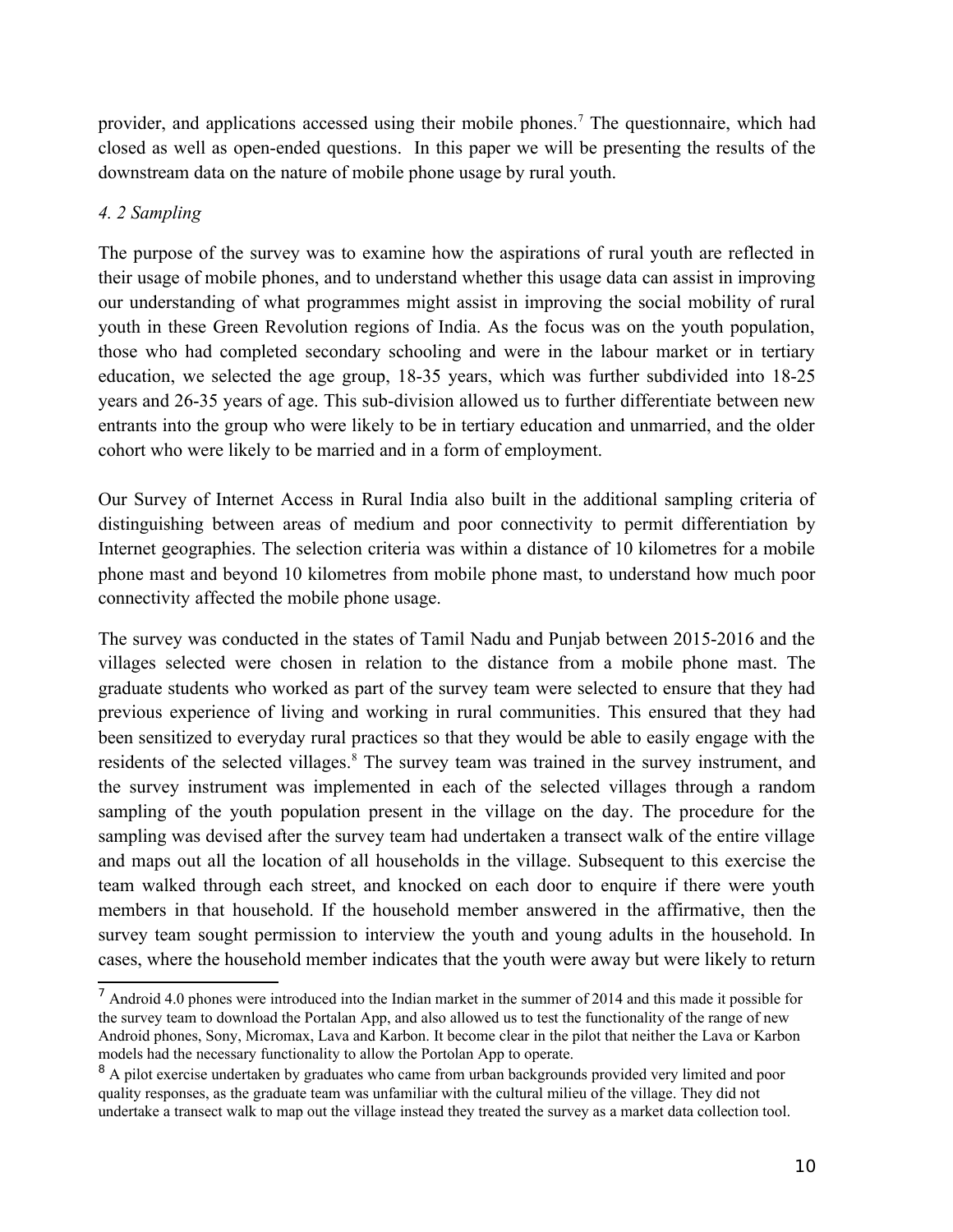provider, and applications accessed using their mobile phones.[7] The questionnaire, which had closed as well as open-ended questions. In this paper we will be presenting the results of the downstream data on the nature of mobile phone usage by rural youth.

*4. 2 Sampling*

The purpose of the survey was to examine how the aspirations of rural youth are reflected in their usage of mobile phones, and to understand whether this usage data can assist in improving our understanding of what programmes might assist in improving the social mobility of rural youth in these Green Revolution regions of India. As the focus was on the youth population, those who had completed secondary schooling and were in the labour market or in tertiary education, we selected the age group, 18-35 years, which was further subdivided into 18-25 years and 26-35 years of age. This sub-division allowed us to further differentiate between new entrants into the group who were likely to be in tertiary education and unmarried, and the older cohort who were likely to be married and in a form of employment.

Our Survey of Internet Access in Rural India also built in the additional sampling criteria of distinguishing between areas of medium and poor connectivity to permit differentiation by Internet geographies. The selection criteria was within a distance of 10 kilometres for a mobile phone mast and beyond 10 kilometres from mobile phone mast, to understand how much poor connectivity affected the mobile phone usage.

The survey was conducted in the states of Tamil Nadu and Punjab between 2015-2016 and the villages selected were chosen in relation to the distance from a mobile phone mast. The graduate students who worked as part of the survey team were selected to ensure that they had previous experience of living and working in rural communities. This ensured that they had been sensitized to everyday rural practices so that they would be able to easily engage with the residents of the selected villages.[8] The survey team was trained in the survey instrument, and the survey instrument was implemented in each of the selected villages through a random sampling of the youth population present in the village on the day. The procedure for the sampling was devised after the survey team had undertaken a transect walk of the entire village and maps out all the location of all households in the village. Subsequent to this exercise the team walked through each street, and knocked on each door to enquire if there were youth members in that household. If the household member answered in the affirmative, then the survey team sought permission to interview the youth and young adults in the household. In cases, where the household member indicates that the youth were away but were likely to return

[7] Android 4.0 phones were introduced into the Indian market in the summer of 2014 and this made it possible for the survey team to download the Portalan App, and also allowed us to test the functionality of the range of new Android phones, Sony, Micromax, Lava and Karbon. It become clear in the pilot that neither the Lava or Karbon models had the necessary functionality to allow the Portolan App to operate.

[8] A pilot exercise undertaken by graduates who came from urban backgrounds provided very limited and poor quality responses, as the graduate team was unfamiliar with the cultural milieu of the village. They did not undertake a transect walk to map out the village instead they treated the survey as a market data collection tool.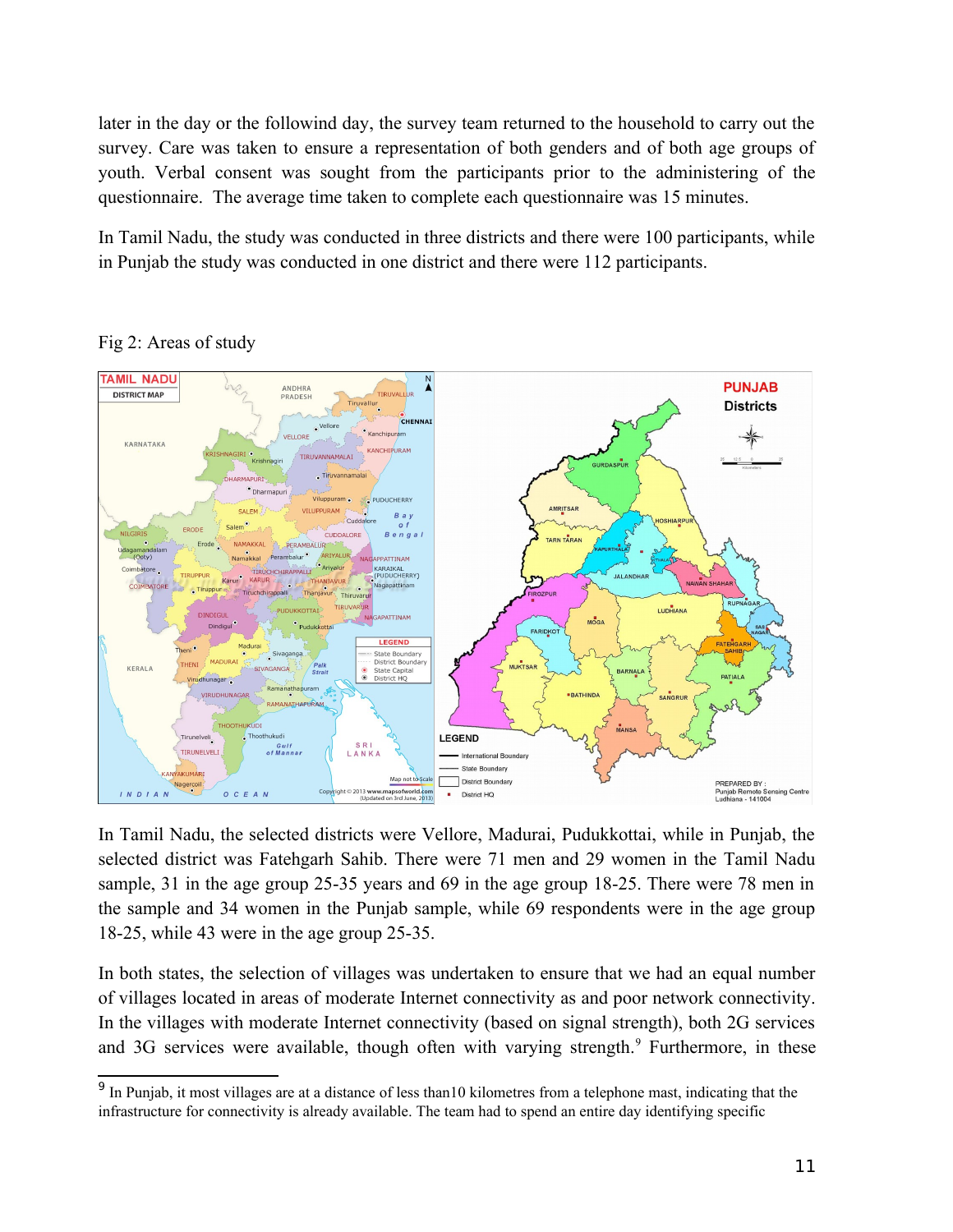later in the day or the followind day, the survey team returned to the household to carry out the survey. Care was taken to ensure a representation of both genders and of both age groups of youth. Verbal consent was sought from the participants prior to the administering of the questionnaire. The average time taken to complete each questionnaire was 15 minutes.

In Tamil Nadu, the study was conducted in three districts and there were 100 participants, while in Punjab the study was conducted in one district and there were 112 participants.

Fig 2: Areas of study

In Tamil Nadu, the selected districts were Vellore, Madurai, Pudukkottai, while in Punjab, the selected district was Fatehgarh Sahib. There were 71 men and 29 women in the Tamil Nadu sample, 31 in the age group 25-35 years and 69 in the age group 18-25. There were 78 men in the sample and 34 women in the Punjab sample, while 69 respondents were in the age group 18-25, while 43 were in the age group 25-35.

In both states, the selection of villages was undertaken to ensure that we had an equal number of villages located in areas of moderate Internet connectivity as and poor network connectivity. In the villages with moderate Internet connectivity (based on signal strength), both 2G services and 3G services were available, though often with varying strength.[9] Furthermore, in these

[9] In Punjab, it most villages are at a distance of less than10 kilometres from a telephone mast, indicating that the infrastructure for connectivity is already available. The team had to spend an entire day identifying specific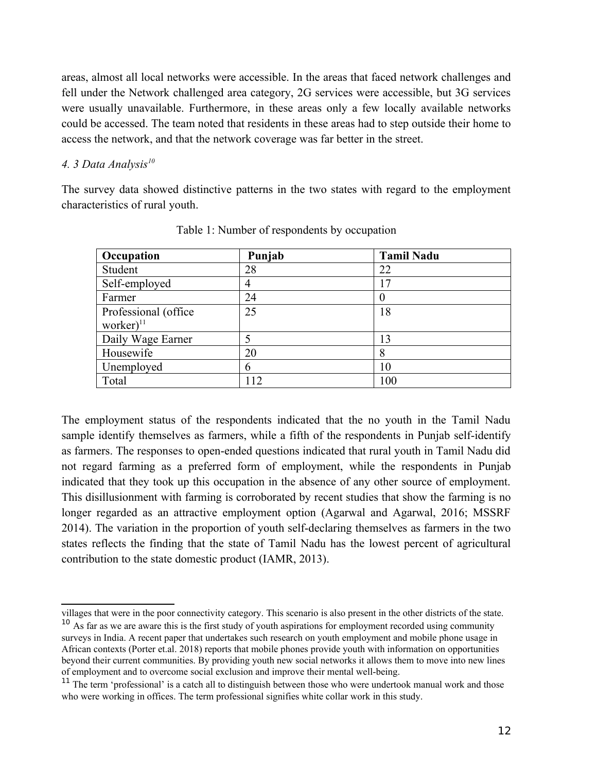areas, almost all local networks were accessible. In the areas that faced network challenges and fell under the Network challenged area category, 2G services were accessible, but 3G services were usually unavailable. Furthermore, in these areas only a few locally available networks could be accessed. The team noted that residents in these areas had to step outside their home to access the network, and that the network coverage was far better in the street.

### *4. 3 Data Analysis*[10]

The survey data showed distinctive patterns in the two states with regard to the employment characteristics of rural youth.

Table 1: Number of respondents by occupation

| Occupation | Punjab | Tamil Nadu |
|---|---|---|
| Student | 28 | 22 |
| Self-employed | 4 | 17 |
| Farmer | 24 | 0 |
| Professional (office worker)[11] | 25 | 18 |
| Daily Wage Earner | 5 | 13 |
| Housewife | 20 | 8 |
| Unemployed | 6 | 10 |
| Total | 112 | 100 |

The employment status of the respondents indicated that the no youth in the Tamil Nadu sample identify themselves as farmers, while a fifth of the respondents in Punjab self-identify as farmers. The responses to open-ended questions indicated that rural youth in Tamil Nadu did not regard farming as a preferred form of employment, while the respondents in Punjab indicated that they took up this occupation in the absence of any other source of employment. This disillusionment with farming is corroborated by recent studies that show the farming is no longer regarded as an attractive employment option (Agarwal and Agarwal, 2016; MSSRF 2014). The variation in the proportion of youth self-declaring themselves as farmers in the two states reflects the finding that the state of Tamil Nadu has the lowest percent of agricultural contribution to the state domestic product (IAMR, 2013).

---

villages that were in the poor connectivity category. This scenario is also present in the other districts of the state.

[10] As far as we are aware this is the first study of youth aspirations for employment recorded using community surveys in India. A recent paper that undertakes such research on youth employment and mobile phone usage in African contexts (Porter et.al. 2018) reports that mobile phones provide youth with information on opportunities beyond their current communities. By providing youth new social networks it allows them to move into new lines of employment and to overcome social exclusion and improve their mental well-being.

[11] The term 'professional' is a catch all to distinguish between those who were undertook manual work and those who were working in offices. The term professional signifies white collar work in this study.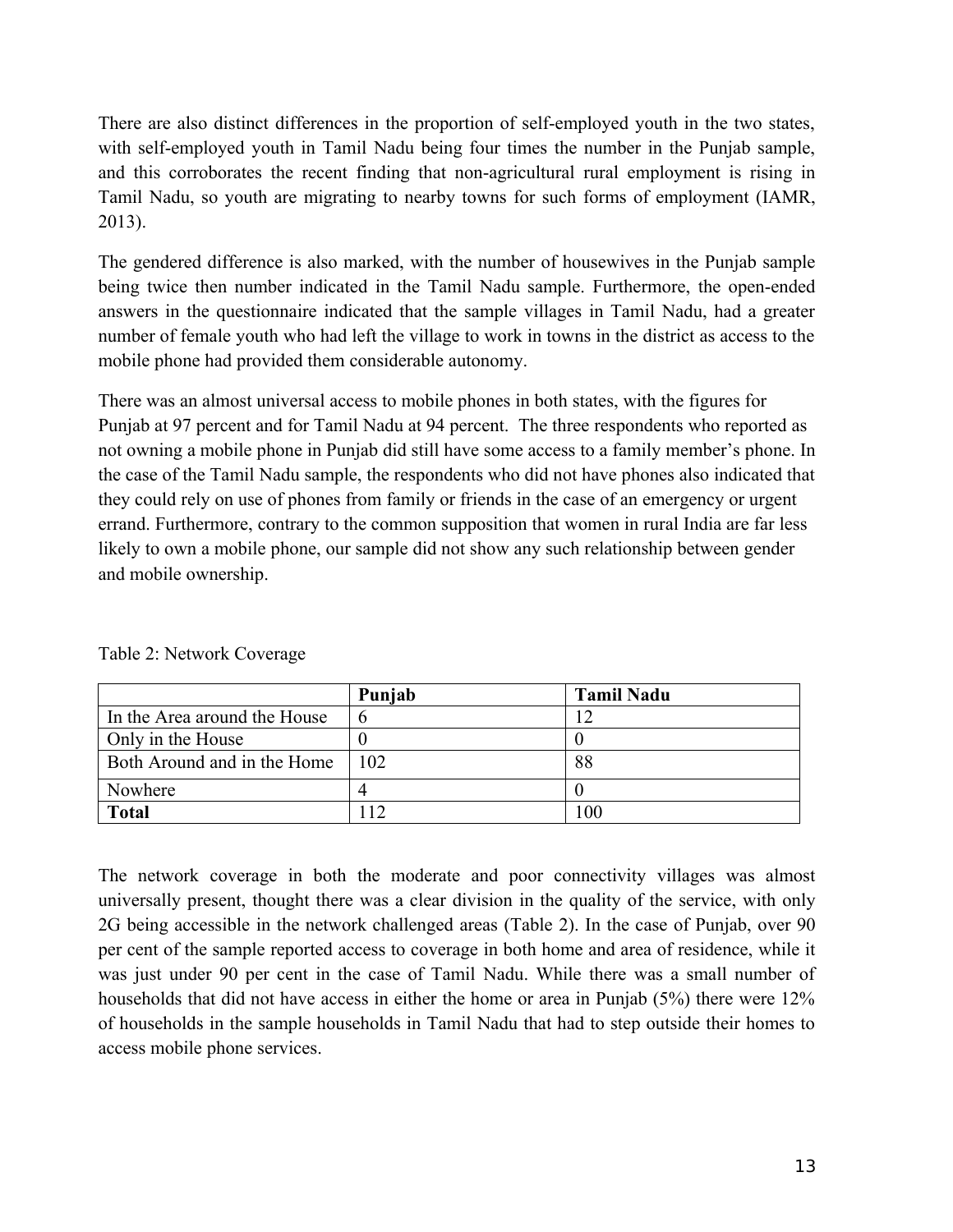There are also distinct differences in the proportion of self-employed youth in the two states, with self-employed youth in Tamil Nadu being four times the number in the Punjab sample, and this corroborates the recent finding that non-agricultural rural employment is rising in Tamil Nadu, so youth are migrating to nearby towns for such forms of employment (IAMR, 2013).

The gendered difference is also marked, with the number of housewives in the Punjab sample being twice then number indicated in the Tamil Nadu sample. Furthermore, the open-ended answers in the questionnaire indicated that the sample villages in Tamil Nadu, had a greater number of female youth who had left the village to work in towns in the district as access to the mobile phone had provided them considerable autonomy.

There was an almost universal access to mobile phones in both states, with the figures for Punjab at 97 percent and for Tamil Nadu at 94 percent. The three respondents who reported as not owning a mobile phone in Punjab did still have some access to a family member's phone. In the case of the Tamil Nadu sample, the respondents who did not have phones also indicated that they could rely on use of phones from family or friends in the case of an emergency or urgent errand. Furthermore, contrary to the common supposition that women in rural India are far less likely to own a mobile phone, our sample did not show any such relationship between gender and mobile ownership.

Table 2: Network Coverage

| | **Punjab** | **Tamil Nadu** |
|---|---|---|
| In the Area around the House | 6 | 12 |
| Only in the House | 0 | 0 |
| Both Around and in the Home | 102 | 88 |
| Nowhere | 4 | 0 |
| **Total** | 112 | 100 |

The network coverage in both the moderate and poor connectivity villages was almost universally present, thought there was a clear division in the quality of the service, with only 2G being accessible in the network challenged areas (Table 2). In the case of Punjab, over 90 per cent of the sample reported access to coverage in both home and area of residence, while it was just under 90 per cent in the case of Tamil Nadu. While there was a small number of households that did not have access in either the home or area in Punjab (5%) there were 12% of households in the sample households in Tamil Nadu that had to step outside their homes to access mobile phone services.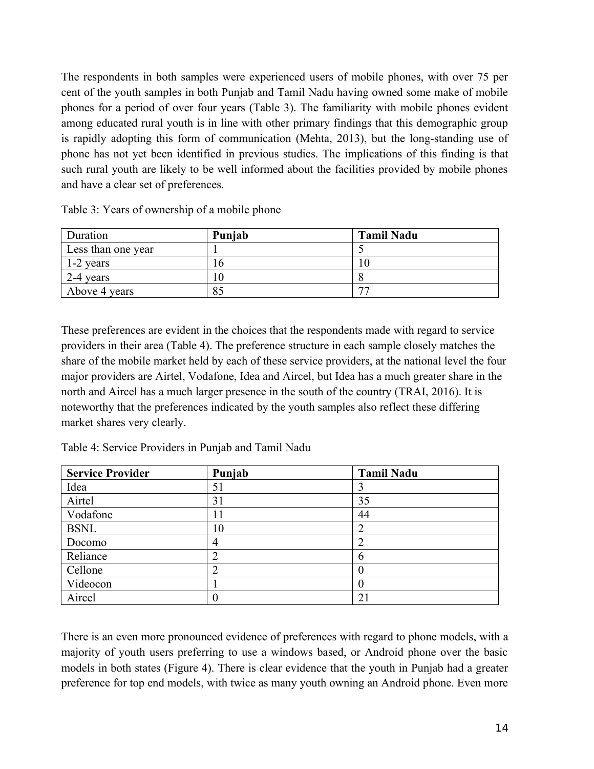The respondents in both samples were experienced users of mobile phones, with over 75 per cent of the youth samples in both Punjab and Tamil Nadu having owned some make of mobile phones for a period of over four years (Table 3). The familiarity with mobile phones evident among educated rural youth is in line with other primary findings that this demographic group is rapidly adopting this form of communication (Mehta, 2013), but the long-standing use of phone has not yet been identified in previous studies. The implications of this finding is that such rural youth are likely to be well informed about the facilities provided by mobile phones and have a clear set of preferences.

Table 3: Years of ownership of a mobile phone

| Duration | **Punjab** | **Tamil Nadu** |
| --- | --- | --- |
| Less than one year | 1 | 5 |
| 1-2 years | 16 | 10 |
| 2-4 years | 10 | 8 |
| Above 4 years | 85 | 77 |

These preferences are evident in the choices that the respondents made with regard to service providers in their area (Table 4). The preference structure in each sample closely matches the share of the mobile market held by each of these service providers, at the national level the four major providers are Airtel, Vodafone, Idea and Aircel, but Idea has a much greater share in the north and Aircel has a much larger presence in the south of the country (TRAI, 2016). It is noteworthy that the preferences indicated by the youth samples also reflect these differing market shares very clearly.

Table 4: Service Providers in Punjab and Tamil Nadu

| **Service Provider** | **Punjab** | **Tamil Nadu** |
| --- | --- | --- |
| Idea | 51 | 3 |
| Airtel | 31 | 35 |
| Vodafone | 11 | 44 |
| BSNL | 10 | 2 |
| Docomo | 4 | 2 |
| Reliance | 2 | 6 |
| Cellone | 2 | 0 |
| Videocon | 1 | 0 |
| Aircel | 0 | 21 |

There is an even more pronounced evidence of preferences with regard to phone models, with a majority of youth users preferring to use a windows based, or Android phone over the basic models in both states (Figure 4). There is clear evidence that the youth in Punjab had a greater preference for top end models, with twice as many youth owning an Android phone. Even more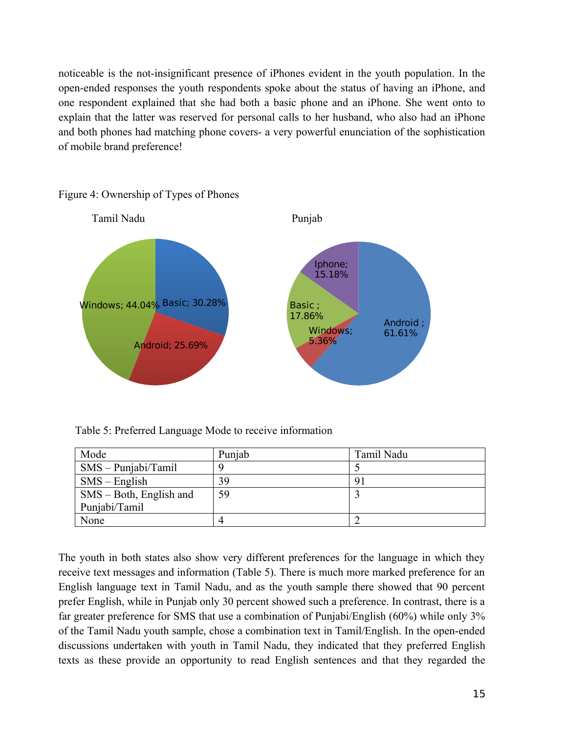noticeable is the not-insignificant presence of iPhones evident in the youth population. In the open-ended responses the youth respondents spoke about the status of having an iPhone, and one respondent explained that she had both a basic phone and an iPhone. She went onto to explain that the latter was reserved for personal calls to her husband, who also had an iPhone and both phones had matching phone covers- a very powerful enunciation of the sophistication of mobile brand preference!

Figure 4: Ownership of Types of Phones

Tamil Nadu

Basic; 30.28%
Android; 25.69%
Windows; 44.04%

Punjab

Android ; 61.61%
Windows; 5.36%
Basic ; 17.86%
Iphone; 15.18%

Table 5: Preferred Language Mode to receive information

| Mode | Punjab | Tamil Nadu |
|---|---|---|
| SMS – Punjabi/Tamil | 9 | 5 |
| SMS – English | 39 | 91 |
| SMS – Both, English and Punjabi/Tamil | 59 | 3 |
| None | 4 | 2 |

The youth in both states also show very different preferences for the language in which they receive text messages and information (Table 5). There is much more marked preference for an English language text in Tamil Nadu, and as the youth sample there showed that 90 percent prefer English, while in Punjab only 30 percent showed such a preference. In contrast, there is a far greater preference for SMS that use a combination of Punjabi/English (60%) while only 3% of the Tamil Nadu youth sample, chose a combination text in Tamil/English. In the open-ended discussions undertaken with youth in Tamil Nadu, they indicated that they preferred English texts as these provide an opportunity to read English sentences and that they regarded the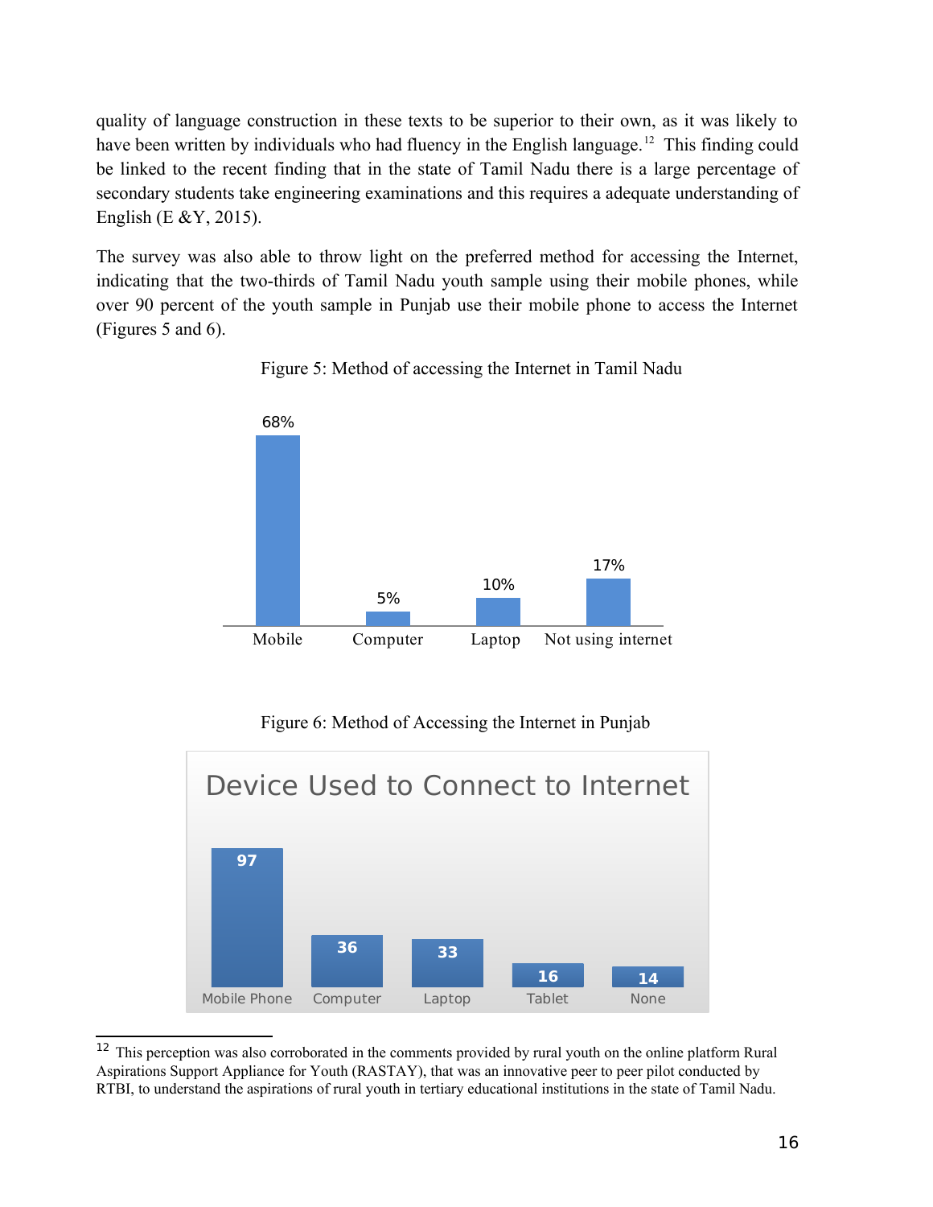quality of language construction in these texts to be superior to their own, as it was likely to have been written by individuals who had fluency in the English language.[12] This finding could be linked to the recent finding that in the state of Tamil Nadu there is a large percentage of secondary students take engineering examinations and this requires a adequate understanding of English (E &Y, 2015).

The survey was also able to throw light on the preferred method for accessing the Internet, indicating that the two-thirds of Tamil Nadu youth sample using their mobile phones, while over 90 percent of the youth sample in Punjab use their mobile phone to access the Internet (Figures 5 and 6).

Figure 5: Method of accessing the Internet in Tamil Nadu

| Mobile | Computer | Laptop | Not using internet |
|---|---|---|---|
| 68% | 5% | 10% | 17% |

Figure 6: Method of Accessing the Internet in Punjab

Device Used to Connect to Internet

| Mobile Phone | Computer | Laptop | Tablet | None |
|---|---|---|---|---|
| 97 | 36 | 33 | 16 | 14 |

---

[12] This perception was also corroborated in the comments provided by rural youth on the online platform Rural Aspirations Support Appliance for Youth (RASTAY), that was an innovative peer to peer pilot conducted by RTBI, to understand the aspirations of rural youth in tertiary educational institutions in the state of Tamil Nadu.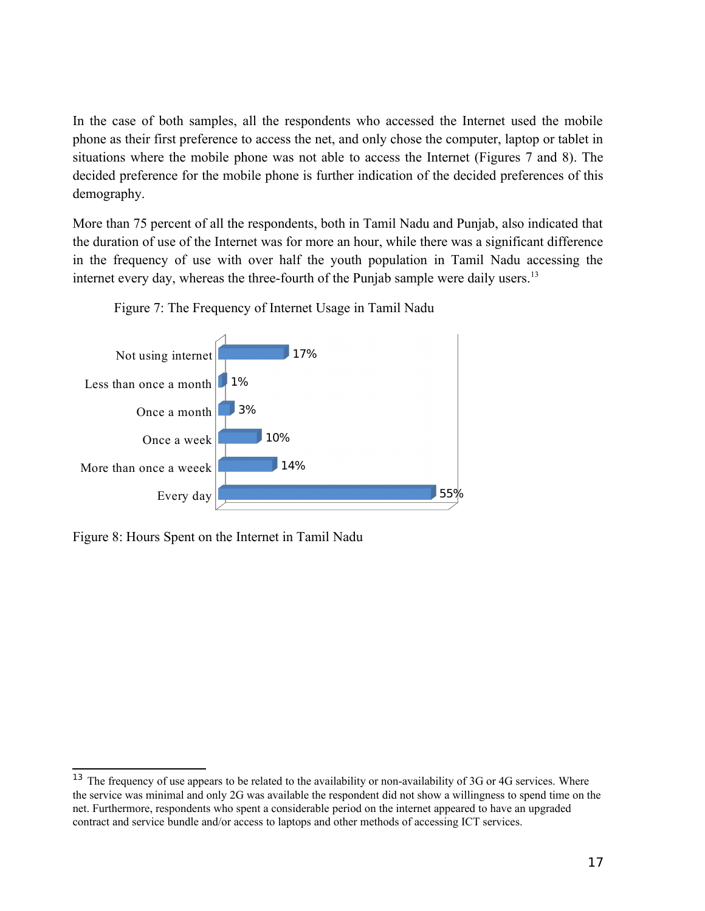In the case of both samples, all the respondents who accessed the Internet used the mobile phone as their first preference to access the net, and only chose the computer, laptop or tablet in situations where the mobile phone was not able to access the Internet (Figures 7 and 8). The decided preference for the mobile phone is further indication of the decided preferences of this demography.

More than 75 percent of all the respondents, both in Tamil Nadu and Punjab, also indicated that the duration of use of the Internet was for more an hour, while there was a significant difference in the frequency of use with over half the youth population in Tamil Nadu accessing the internet every day, whereas the three-fourth of the Punjab sample were daily users.[13]

Figure 7: The Frequency of Internet Usage in Tamil Nadu

| Frequency | Percentage |
| --- | --- |
| Not using internet | 17% |
| Less than once a month | 1% |
| Once a month | 3% |
| Once a week | 10% |
| More than once a weeek | 14% |
| Every day | 55% |

Figure 8: Hours Spent on the Internet in Tamil Nadu

[13] The frequency of use appears to be related to the availability or non-availability of 3G or 4G services. Where the service was minimal and only 2G was available the respondent did not show a willingness to spend time on the net. Furthermore, respondents who spent a considerable period on the internet appeared to have an upgraded contract and service bundle and/or access to laptops and other methods of accessing ICT services.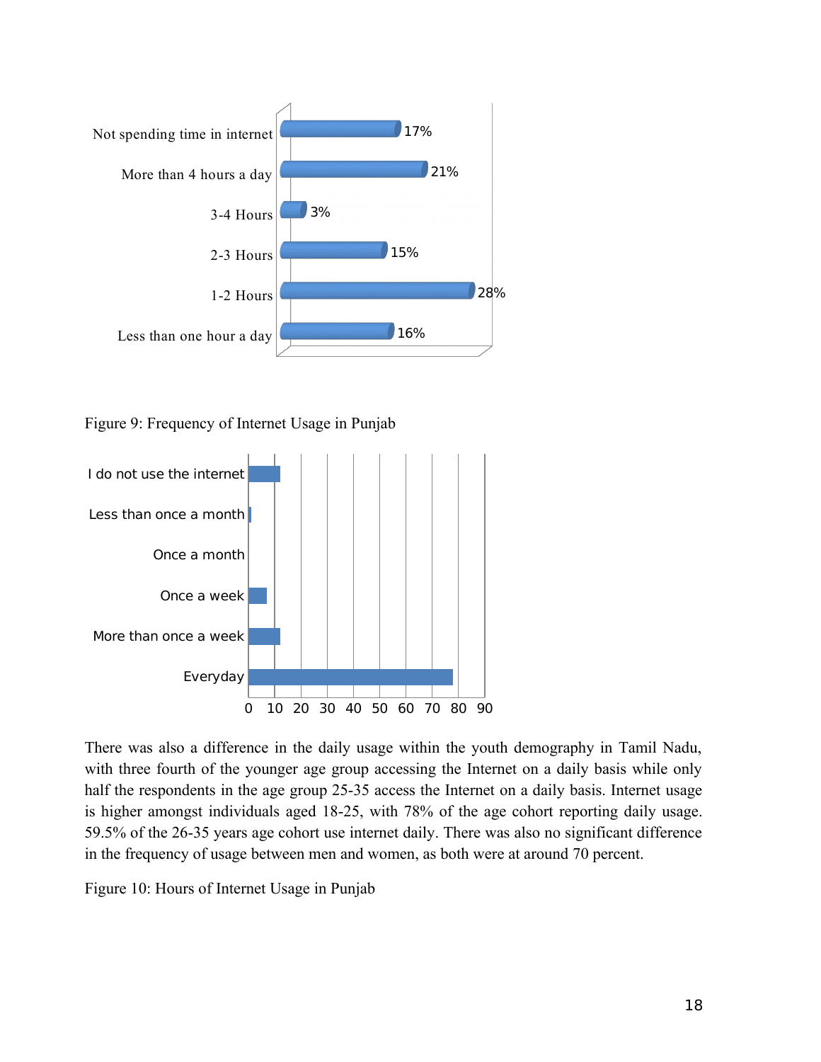| Category | Percentage |
|---|---|
| Not spending time in internet | 17% |
| More than 4 hours a day | 21% |
| 3-4 Hours | 3% |
| 2-3 Hours | 15% |
| 1-2 Hours | 28% |
| Less than one hour a day | 16% |

Figure 9: Frequency of Internet Usage in Punjab

I do not use the internet

Less than once a month

Once a month

Once a week

More than once a week

Everyday

0 10 20 30 40 50 60 70 80 90

There was also a difference in the daily usage within the youth demography in Tamil Nadu, with three fourth of the younger age group accessing the Internet on a daily basis while only half the respondents in the age group 25-35 access the Internet on a daily basis. Internet usage is higher amongst individuals aged 18-25, with 78% of the age cohort reporting daily usage. 59.5% of the 26-35 years age cohort use internet daily. There was also no significant difference in the frequency of usage between men and women, as both were at around 70 percent.

Figure 10: Hours of Internet Usage in Punjab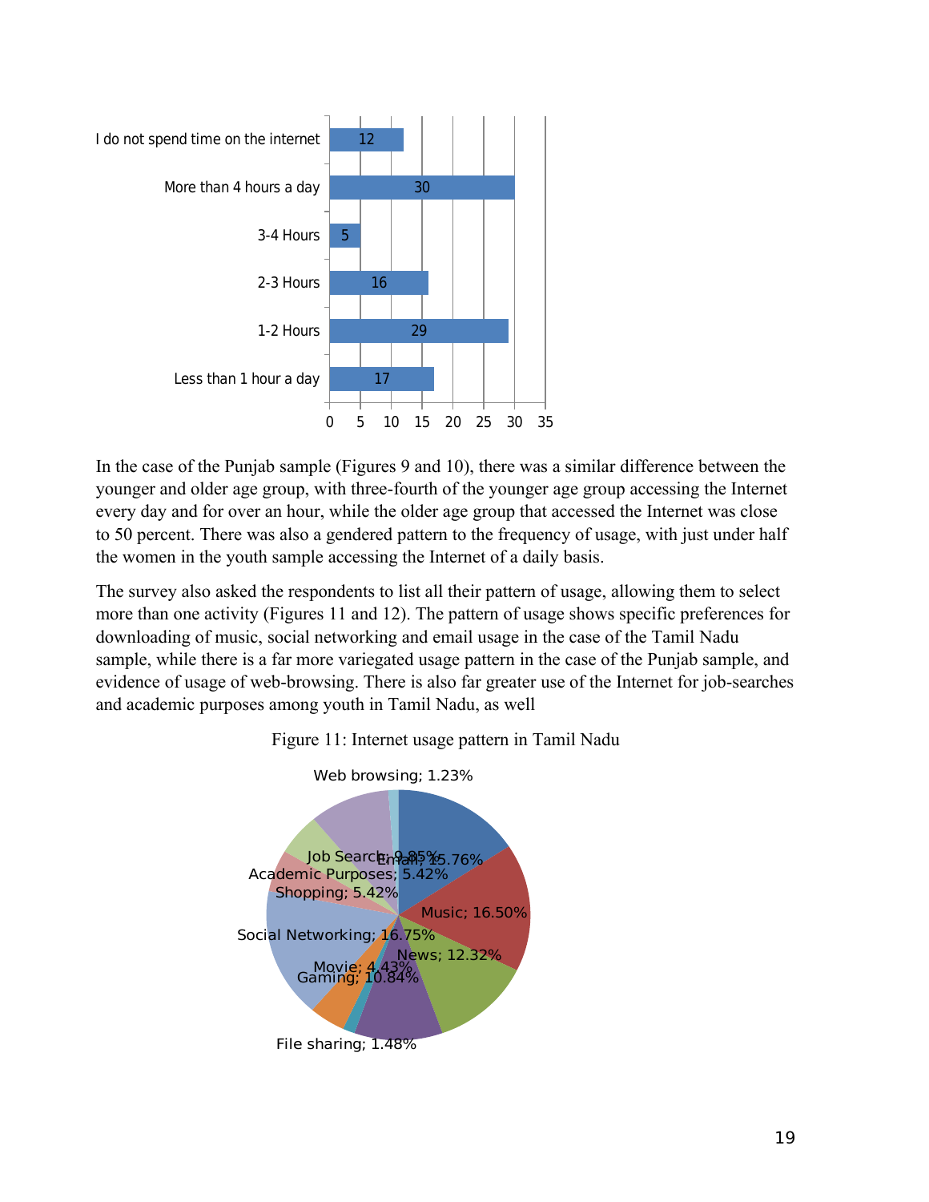| | |
|---|---|
| I do not spend time on the internet | 12 |
| More than 4 hours a day | 30 |
| 3-4 Hours | 5 |
| 2-3 Hours | 16 |
| 1-2 Hours | 29 |
| Less than 1 hour a day | 17 |

In the case of the Punjab sample (Figures 9 and 10), there was a similar difference between the younger and older age group, with three-fourth of the younger age group accessing the Internet every day and for over an hour, while the older age group that accessed the Internet was close to 50 percent. There was also a gendered pattern to the frequency of usage, with just under half the women in the youth sample accessing the Internet of a daily basis.

The survey also asked the respondents to list all their pattern of usage, allowing them to select more than one activity (Figures 11 and 12). The pattern of usage shows specific preferences for downloading of music, social networking and email usage in the case of the Tamil Nadu sample, while there is a far more variegated usage pattern in the case of the Punjab sample, and evidence of usage of web-browsing. There is also far greater use of the Internet for job-searches and academic purposes among youth in Tamil Nadu, as well

Figure 11: Internet usage pattern in Tamil Nadu

| Activity | Share |
|---|---|
| Email | 15.76% |
| Music | 16.50% |
| News | 12.32% |
| Gaming | 10.84% |
| File sharing | 1.48% |
| Movie | 4.43% |
| Social Networking | 16.75% |
| Shopping | 5.42% |
| Academic Purposes | 5.42% |
| Job Search | 9.85% |
| Web browsing | 1.23% |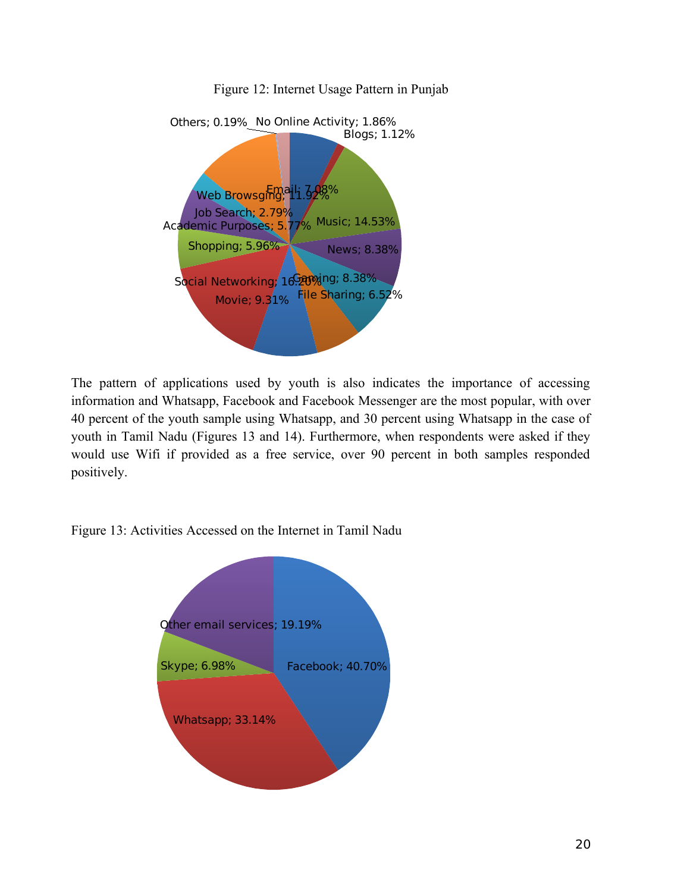Figure 12: Internet Usage Pattern in Punjab

The pattern of applications used by youth is also indicates the importance of accessing information and Whatsapp, Facebook and Facebook Messenger are the most popular, with over 40 percent of the youth sample using Whatsapp, and 30 percent using Whatsapp in the case of youth in Tamil Nadu (Figures 13 and 14). Furthermore, when respondents were asked if they would use Wifi if provided as a free service, over 90 percent in both samples responded positively.

Figure 13: Activities Accessed on the Internet in Tamil Nadu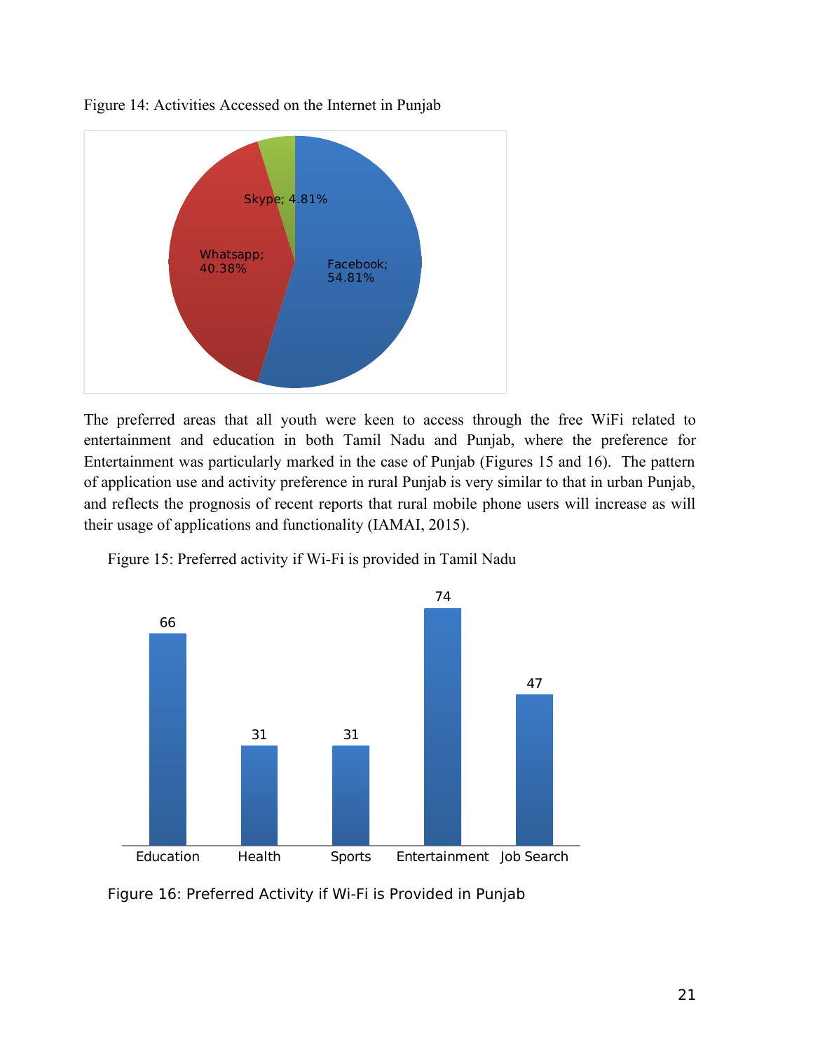Figure 14: Activities Accessed on the Internet in Punjab

Skype; 4.81%

Whatsapp; 40.38%

Facebook; 54.81%

The preferred areas that all youth were keen to access through the free WiFi related to entertainment and education in both Tamil Nadu and Punjab, where the preference for Entertainment was particularly marked in the case of Punjab (Figures 15 and 16). The pattern of application use and activity preference in rural Punjab is very similar to that in urban Punjab, and reflects the prognosis of recent reports that rural mobile phone users will increase as will their usage of applications and functionality (IAMAI, 2015).

Figure 15: Preferred activity if Wi-Fi is provided in Tamil Nadu

| Education | Health | Sports | Entertainment | Job Search |
|---|---|---|---|---|
| 66 | 31 | 31 | 74 | 47 |

Figure 16: Preferred Activity if Wi-Fi is Provided in Punjab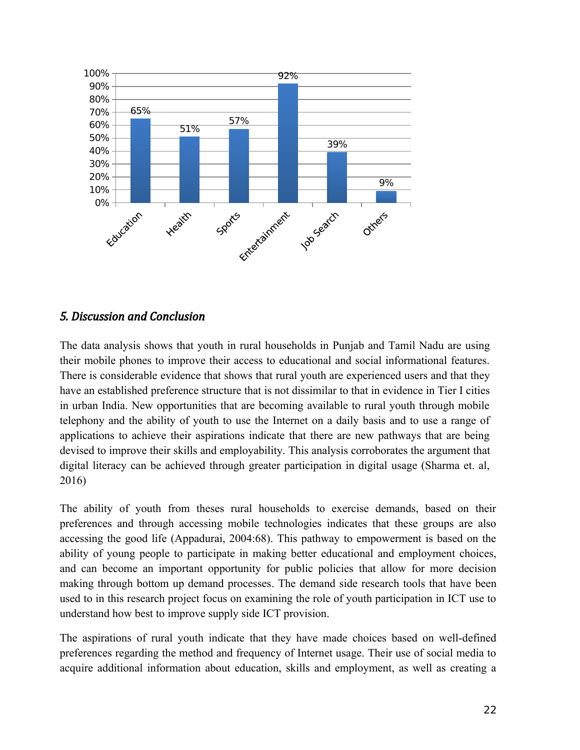| Education | Health | Sports | Entertainment | Job Search | Others |
|---|---|---|---|---|---|
| 65% | 51% | 57% | 92% | 39% | 9% |

## *5. Discussion and Conclusion*

The data analysis shows that youth in rural households in Punjab and Tamil Nadu are using their mobile phones to improve their access to educational and social informational features. There is considerable evidence that shows that rural youth are experienced users and that they have an established preference structure that is not dissimilar to that in evidence in Tier I cities in urban India. New opportunities that are becoming available to rural youth through mobile telephony and the ability of youth to use the Internet on a daily basis and to use a range of applications to achieve their aspirations indicate that there are new pathways that are being devised to improve their skills and employability. This analysis corroborates the argument that digital literacy can be achieved through greater participation in digital usage (Sharma et. al, 2016)

The ability of youth from theses rural households to exercise demands, based on their preferences and through accessing mobile technologies indicates that these groups are also accessing the good life (Appadurai, 2004:68). This pathway to empowerment is based on the ability of young people to participate in making better educational and employment choices, and can become an important opportunity for public policies that allow for more decision making through bottom up demand processes. The demand side research tools that have been used to in this research project focus on examining the role of youth participation in ICT use to understand how best to improve supply side ICT provision.

The aspirations of rural youth indicate that they have made choices based on well-defined preferences regarding the method and frequency of Internet usage. Their use of social media to acquire additional information about education, skills and employment, as well as creating a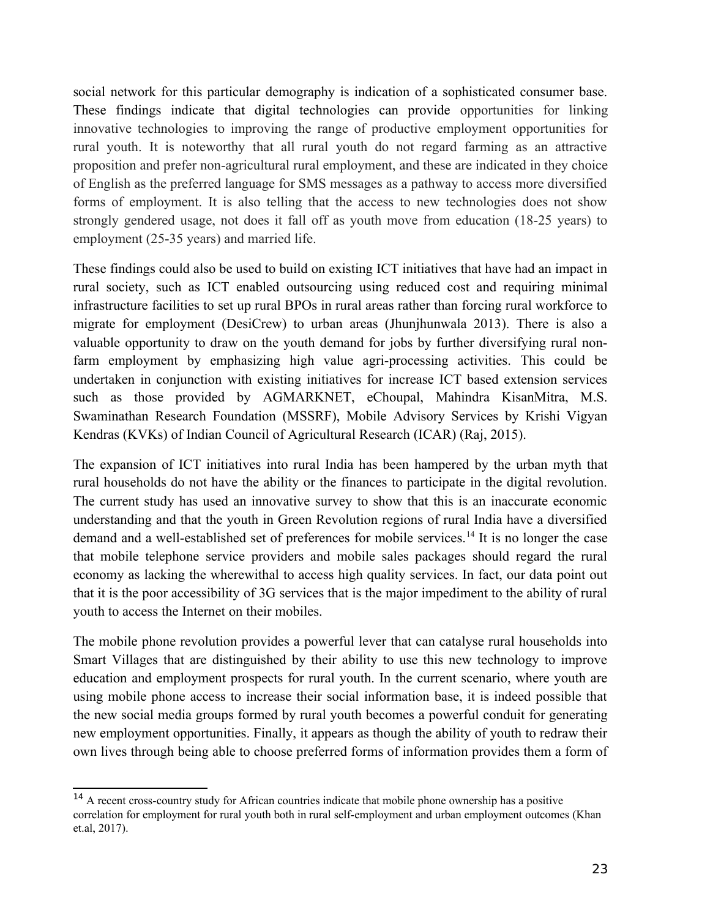social network for this particular demography is indication of a sophisticated consumer base. These findings indicate that digital technologies can provide opportunities for linking innovative technologies to improving the range of productive employment opportunities for rural youth. It is noteworthy that all rural youth do not regard farming as an attractive proposition and prefer non-agricultural rural employment, and these are indicated in they choice of English as the preferred language for SMS messages as a pathway to access more diversified forms of employment. It is also telling that the access to new technologies does not show strongly gendered usage, not does it fall off as youth move from education (18-25 years) to employment (25-35 years) and married life.

These findings could also be used to build on existing ICT initiatives that have had an impact in rural society, such as ICT enabled outsourcing using reduced cost and requiring minimal infrastructure facilities to set up rural BPOs in rural areas rather than forcing rural workforce to migrate for employment (DesiCrew) to urban areas (Jhunjhunwala 2013). There is also a valuable opportunity to draw on the youth demand for jobs by further diversifying rural non-farm employment by emphasizing high value agri-processing activities. This could be undertaken in conjunction with existing initiatives for increase ICT based extension services such as those provided by AGMARKNET, eChoupal, Mahindra KisanMitra, M.S. Swaminathan Research Foundation (MSSRF), Mobile Advisory Services by Krishi Vigyan Kendras (KVKs) of Indian Council of Agricultural Research (ICAR) (Raj, 2015).

The expansion of ICT initiatives into rural India has been hampered by the urban myth that rural households do not have the ability or the finances to participate in the digital revolution. The current study has used an innovative survey to show that this is an inaccurate economic understanding and that the youth in Green Revolution regions of rural India have a diversified demand and a well-established set of preferences for mobile services.[14] It is no longer the case that mobile telephone service providers and mobile sales packages should regard the rural economy as lacking the wherewithal to access high quality services. In fact, our data point out that it is the poor accessibility of 3G services that is the major impediment to the ability of rural youth to access the Internet on their mobiles.

The mobile phone revolution provides a powerful lever that can catalyse rural households into Smart Villages that are distinguished by their ability to use this new technology to improve education and employment prospects for rural youth. In the current scenario, where youth are using mobile phone access to increase their social information base, it is indeed possible that the new social media groups formed by rural youth becomes a powerful conduit for generating new employment opportunities. Finally, it appears as though the ability of youth to redraw their own lives through being able to choose preferred forms of information provides them a form of

[14] A recent cross-country study for African countries indicate that mobile phone ownership has a positive correlation for employment for rural youth both in rural self-employment and urban employment outcomes (Khan et.al, 2017).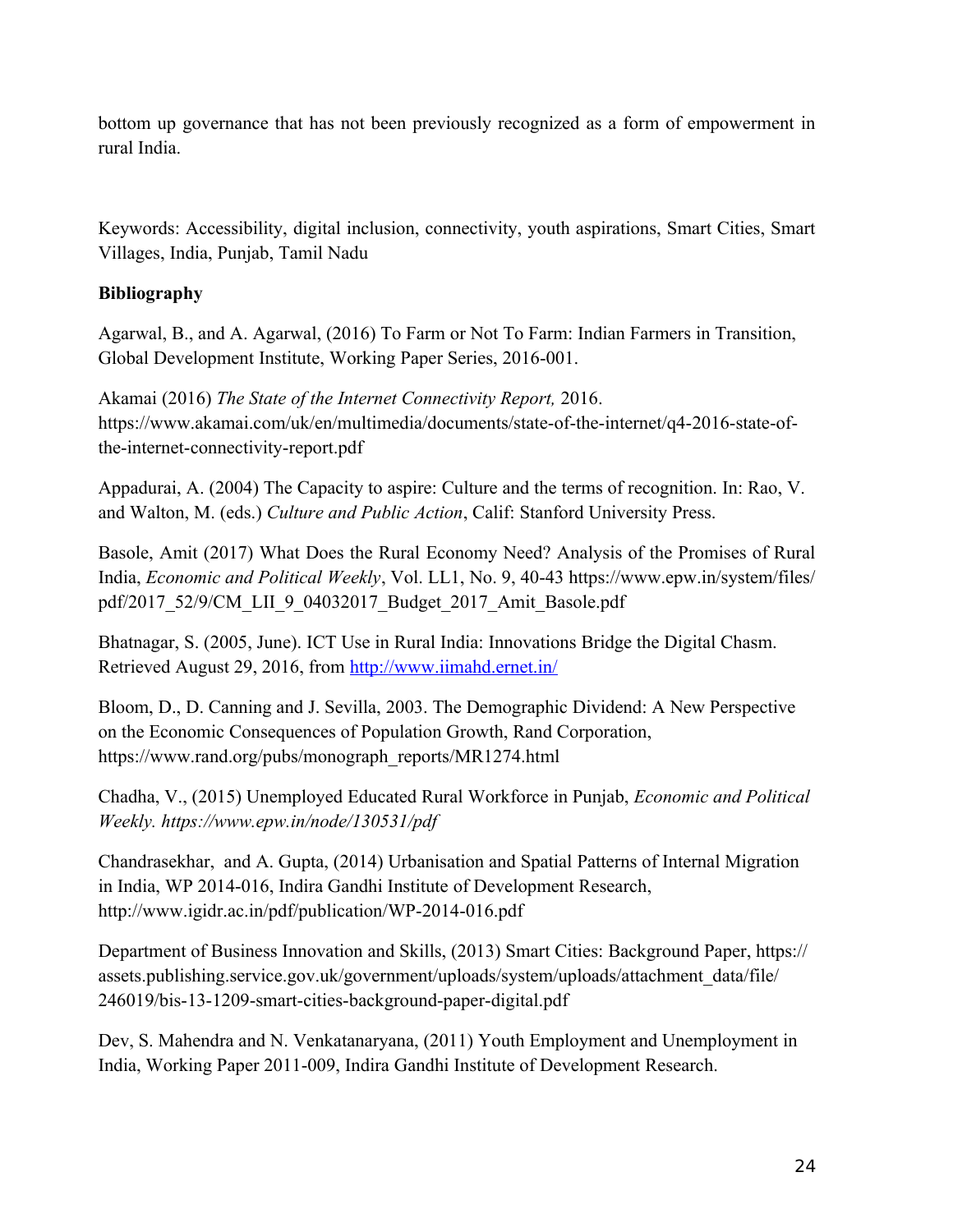bottom up governance that has not been previously recognized as a form of empowerment in rural India.

Keywords: Accessibility, digital inclusion, connectivity, youth aspirations, Smart Cities, Smart Villages, India, Punjab, Tamil Nadu

**Bibliography**

Agarwal, B., and A. Agarwal, (2016) To Farm or Not To Farm: Indian Farmers in Transition, Global Development Institute, Working Paper Series, 2016-001.

Akamai (2016) *The State of the Internet Connectivity Report,* 2016. https://www.akamai.com/uk/en/multimedia/documents/state-of-the-internet/q4-2016-state-of-the-internet-connectivity-report.pdf

Appadurai, A. (2004) The Capacity to aspire: Culture and the terms of recognition. In: Rao, V. and Walton, M. (eds.) *Culture and Public Action*, Calif: Stanford University Press.

Basole, Amit (2017) What Does the Rural Economy Need? Analysis of the Promises of Rural India, *Economic and Political Weekly*, Vol. LL1, No. 9, 40-43 https://www.epw.in/system/files/pdf/2017_52/9/CM_LII_9_04032017_Budget_2017_Amit_Basole.pdf

Bhatnagar, S. (2005, June). ICT Use in Rural India: Innovations Bridge the Digital Chasm. Retrieved August 29, 2016, from http://www.iimahd.ernet.in/

Bloom, D., D. Canning and J. Sevilla, 2003. The Demographic Dividend: A New Perspective on the Economic Consequences of Population Growth, Rand Corporation, https://www.rand.org/pubs/monograph_reports/MR1274.html

Chadha, V., (2015) Unemployed Educated Rural Workforce in Punjab, *Economic and Political Weekly. https://www.epw.in/node/130531/pdf*

Chandrasekhar, and A. Gupta, (2014) Urbanisation and Spatial Patterns of Internal Migration in India, WP 2014-016, Indira Gandhi Institute of Development Research, http://www.igidr.ac.in/pdf/publication/WP-2014-016.pdf

Department of Business Innovation and Skills, (2013) Smart Cities: Background Paper, https://assets.publishing.service.gov.uk/government/uploads/system/uploads/attachment_data/file/246019/bis-13-1209-smart-cities-background-paper-digital.pdf

Dev, S. Mahendra and N. Venkatanaryana, (2011) Youth Employment and Unemployment in India, Working Paper 2011-009, Indira Gandhi Institute of Development Research.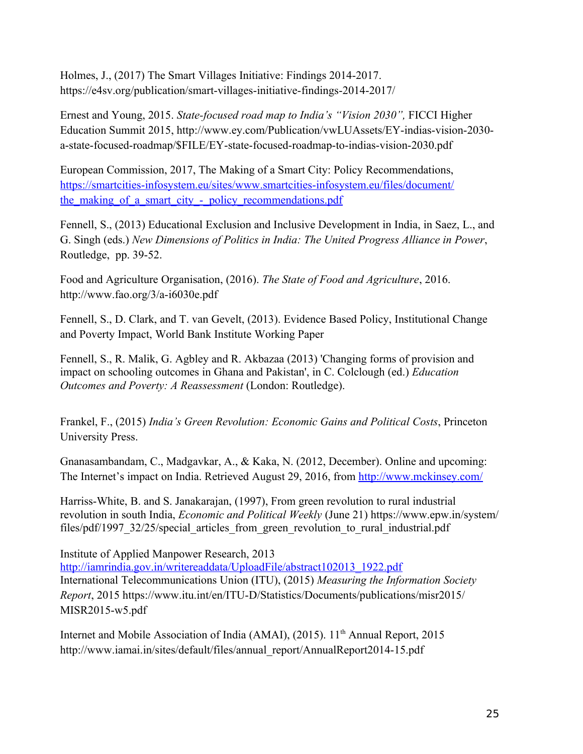Holmes, J., (2017) The Smart Villages Initiative: Findings 2014-2017. https://e4sv.org/publication/smart-villages-initiative-findings-2014-2017/

Ernest and Young, 2015. *State-focused road map to India's "Vision 2030",* FICCI Higher Education Summit 2015, http://www.ey.com/Publication/vwLUAssets/EY-indias-vision-2030-a-state-focused-roadmap/$FILE/EY-state-focused-roadmap-to-indias-vision-2030.pdf

European Commission, 2017, The Making of a Smart City: Policy Recommendations, https://smartcities-infosystem.eu/sites/www.smartcities-infosystem.eu/files/document/the_making_of_a_smart_city_-_policy_recommendations.pdf

Fennell, S., (2013) Educational Exclusion and Inclusive Development in India, in Saez, L., and G. Singh (eds.) *New Dimensions of Politics in India: The United Progress Alliance in Power*, Routledge, pp. 39-52.

Food and Agriculture Organisation, (2016). *The State of Food and Agriculture*, 2016. http://www.fao.org/3/a-i6030e.pdf

Fennell, S., D. Clark, and T. van Gevelt, (2013). Evidence Based Policy, Institutional Change and Poverty Impact, World Bank Institute Working Paper

Fennell, S., R. Malik, G. Agbley and R. Akbazaa (2013) 'Changing forms of provision and impact on schooling outcomes in Ghana and Pakistan', in C. Colclough (ed.) *Education Outcomes and Poverty: A Reassessment* (London: Routledge).

Frankel, F., (2015) *India's Green Revolution: Economic Gains and Political Costs*, Princeton University Press.

Gnanasambandam, C., Madgavkar, A., & Kaka, N. (2012, December). Online and upcoming: The Internet's impact on India. Retrieved August 29, 2016, from http://www.mckinsey.com/

Harriss-White, B. and S. Janakarajan, (1997), From green revolution to rural industrial revolution in south India, *Economic and Political Weekly* (June 21) https://www.epw.in/system/files/pdf/1997_32/25/special_articles_from_green_revolution_to_rural_industrial.pdf

Institute of Applied Manpower Research, 2013 http://iamrindia.gov.in/writereaddata/UploadFile/abstract102013_1922.pdf

International Telecommunications Union (ITU), (2015) *Measuring the Information Society Report*, 2015 https://www.itu.int/en/ITU-D/Statistics/Documents/publications/misr2015/MISR2015-w5.pdf

Internet and Mobile Association of India (AMAI), (2015). 11th Annual Report, 2015 http://www.iamai.in/sites/default/files/annual_report/AnnualReport2014-15.pdf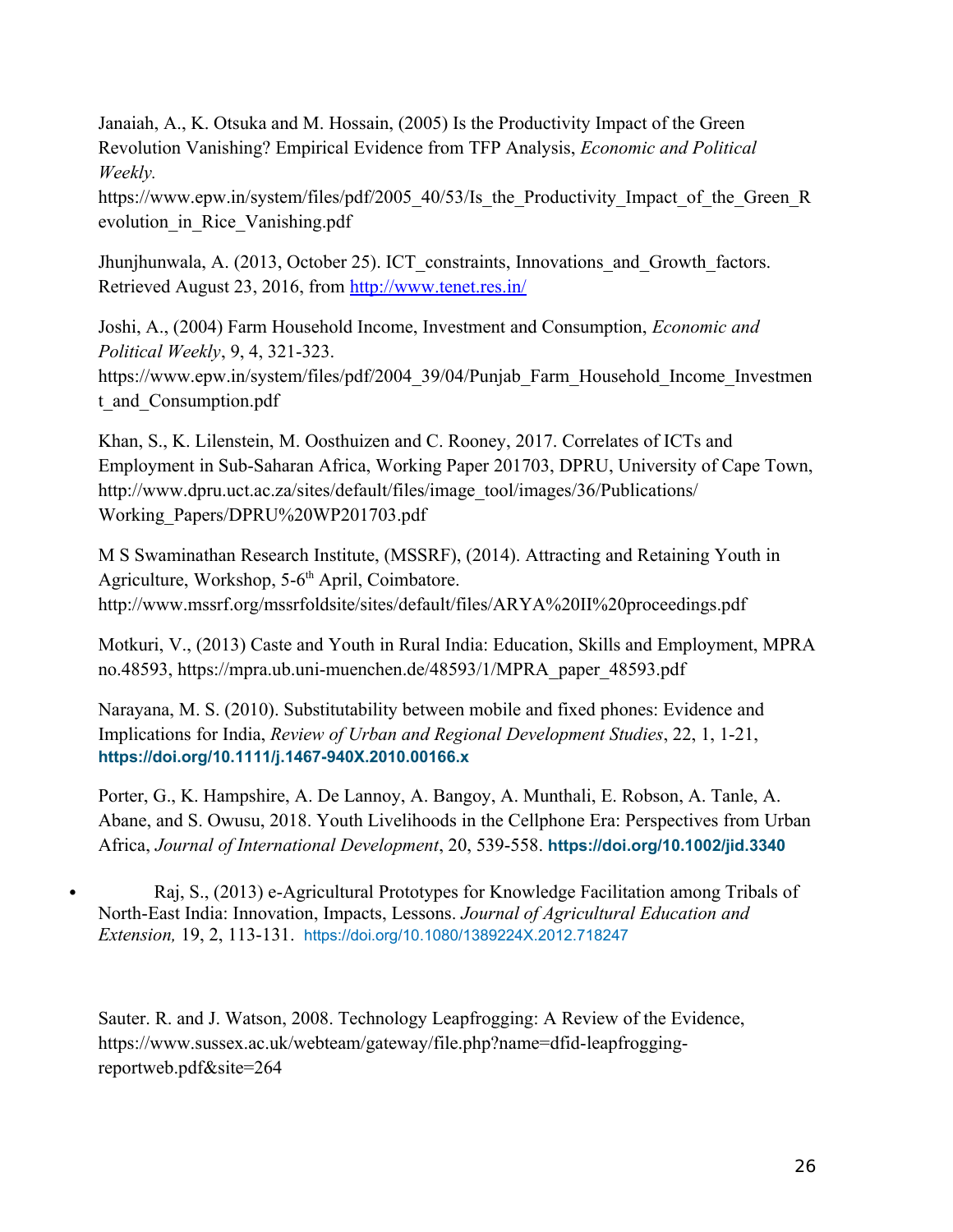Janaiah, A., K. Otsuka and M. Hossain, (2005) Is the Productivity Impact of the Green Revolution Vanishing? Empirical Evidence from TFP Analysis, *Economic and Political Weekly.* https://www.epw.in/system/files/pdf/2005_40/53/Is_the_Productivity_Impact_of_the_Green_Revolution_in_Rice_Vanishing.pdf

Jhunjhunwala, A. (2013, October 25). ICT_constraints, Innovations_and_Growth_factors. Retrieved August 23, 2016, from http://www.tenet.res.in/

Joshi, A., (2004) Farm Household Income, Investment and Consumption, *Economic and Political Weekly*, 9, 4, 321-323. https://www.epw.in/system/files/pdf/2004_39/04/Punjab_Farm_Household_Income_Investment_and_Consumption.pdf

Khan, S., K. Lilenstein, M. Oosthuizen and C. Rooney, 2017. Correlates of ICTs and Employment in Sub-Saharan Africa, Working Paper 201703, DPRU, University of Cape Town, http://www.dpru.uct.ac.za/sites/default/files/image_tool/images/36/Publications/Working_Papers/DPRU%20WP201703.pdf

M S Swaminathan Research Institute, (MSSRF), (2014). Attracting and Retaining Youth in Agriculture, Workshop, 5-6th April, Coimbatore. http://www.mssrf.org/mssrfoldsite/sites/default/files/ARYA%20II%20proceedings.pdf

Motkuri, V., (2013) Caste and Youth in Rural India: Education, Skills and Employment, MPRA no.48593, https://mpra.ub.uni-muenchen.de/48593/1/MPRA_paper_48593.pdf

Narayana, M. S. (2010). Substitutability between mobile and fixed phones: Evidence and Implications for India, *Review of Urban and Regional Development Studies*, 22, 1, 1-21, **https://doi.org/10.1111/j.1467-940X.2010.00166.x**

Porter, G., K. Hampshire, A. De Lannoy, A. Bangoy, A. Munthali, E. Robson, A. Tanle, A. Abane, and S. Owusu, 2018. Youth Livelihoods in the Cellphone Era: Perspectives from Urban Africa, *Journal of International Development*, 20, 539-558. **https://doi.org/10.1002/jid.3340**

- Raj, S., (2013) e-Agricultural Prototypes for Knowledge Facilitation among Tribals of North-East India: Innovation, Impacts, Lessons. *Journal of Agricultural Education and Extension,* 19, 2, 113-131. https://doi.org/10.1080/1389224X.2012.718247

Sauter. R. and J. Watson, 2008. Technology Leapfrogging: A Review of the Evidence, https://www.sussex.ac.uk/webteam/gateway/file.php?name=dfid-leapfrogging-reportweb.pdf&site=264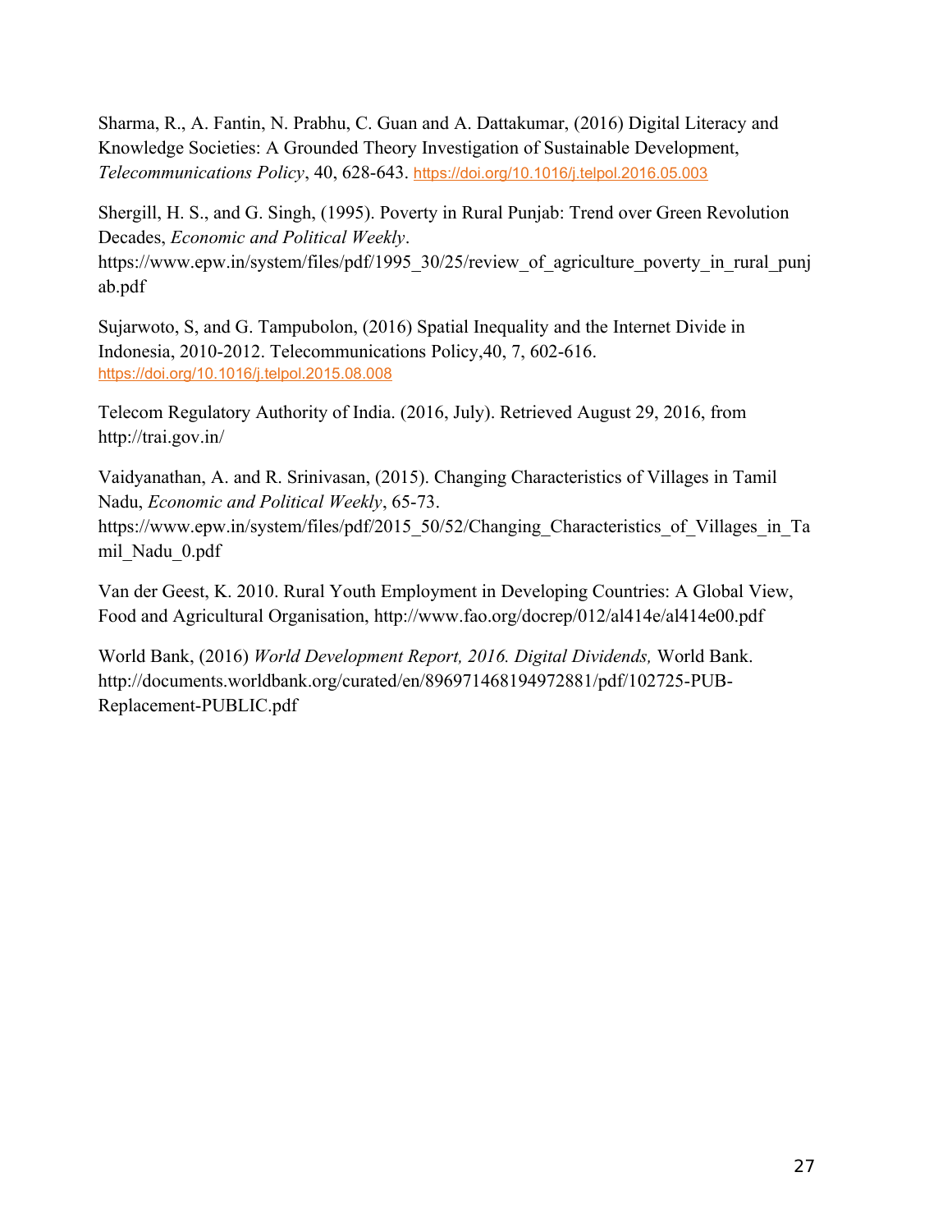Sharma, R., A. Fantin, N. Prabhu, C. Guan and A. Dattakumar, (2016) Digital Literacy and Knowledge Societies: A Grounded Theory Investigation of Sustainable Development, *Telecommunications Policy*, 40, 628-643. https://doi.org/10.1016/j.telpol.2016.05.003

Shergill, H. S., and G. Singh, (1995). Poverty in Rural Punjab: Trend over Green Revolution Decades, *Economic and Political Weekly*. https://www.epw.in/system/files/pdf/1995_30/25/review_of_agriculture_poverty_in_rural_punjab.pdf

Sujarwoto, S, and G. Tampubolon, (2016) Spatial Inequality and the Internet Divide in Indonesia, 2010-2012. Telecommunications Policy,40, 7, 602-616. https://doi.org/10.1016/j.telpol.2015.08.008

Telecom Regulatory Authority of India. (2016, July). Retrieved August 29, 2016, from http://trai.gov.in/

Vaidyanathan, A. and R. Srinivasan, (2015). Changing Characteristics of Villages in Tamil Nadu, *Economic and Political Weekly*, 65-73. https://www.epw.in/system/files/pdf/2015_50/52/Changing_Characteristics_of_Villages_in_Tamil_Nadu_0.pdf

Van der Geest, K. 2010. Rural Youth Employment in Developing Countries: A Global View, Food and Agricultural Organisation, http://www.fao.org/docrep/012/al414e/al414e00.pdf

World Bank, (2016) *World Development Report, 2016. Digital Dividends,* World Bank. http://documents.worldbank.org/curated/en/896971468194972881/pdf/102725-PUB-Replacement-PUBLIC.pdf